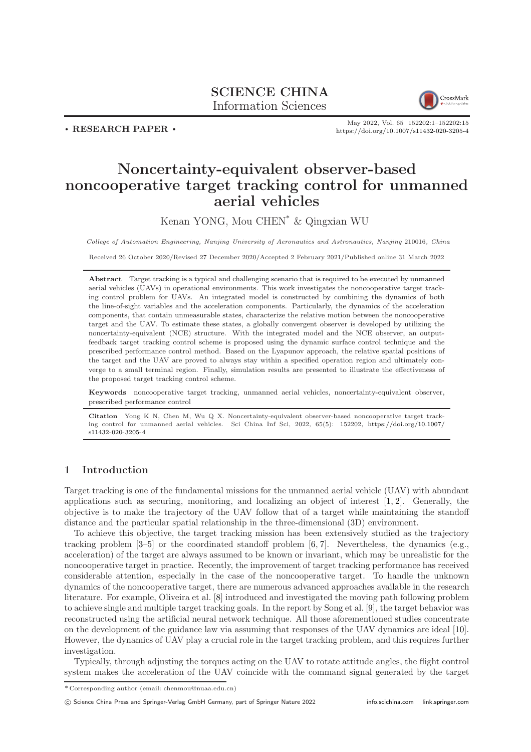**SCIENCE CHINA**
Information Sciences

• RESEARCH PAPER •

May 2022, Vol. 65 152202:1–152202:15
https://doi.org/10.1007/s11432-020-3205-4

# Noncertainty-equivalent observer-based noncooperative target tracking control for unmanned aerial vehicles

Kenan YONG, Mou CHEN* & Qingxian WU

*College of Automation Engineering, Nanjing University of Aeronautics and Astronautics, Nanjing 210016, China*

Received 26 October 2020/Revised 27 December 2020/Accepted 2 February 2021/Published online 31 March 2022

**Abstract** Target tracking is a typical and challenging scenario that is required to be executed by unmanned aerial vehicles (UAVs) in operational environments. This work investigates the noncooperative target tracking control problem for UAVs. An integrated model is constructed by combining the dynamics of both the line-of-sight variables and the acceleration components. Particularly, the dynamics of the acceleration components, that contain unmeasurable states, characterize the relative motion between the noncooperative target and the UAV. To estimate these states, a globally convergent observer is developed by utilizing the noncertainty-equivalent (NCE) structure. With the integrated model and the NCE observer, an output-feedback target tracking control scheme is proposed using the dynamic surface control technique and the prescribed performance control method. Based on the Lyapunov approach, the relative spatial positions of the target and the UAV are proved to always stay within a specified operation region and ultimately converge to a small terminal region. Finally, simulation results are presented to illustrate the effectiveness of the proposed target tracking control scheme.

**Keywords** noncooperative target tracking, unmanned aerial vehicles, noncertainty-equivalent observer, prescribed performance control

**Citation** Yong K N, Chen M, Wu Q X. Noncertainty-equivalent observer-based noncooperative target tracking control for unmanned aerial vehicles. Sci China Inf Sci, 2022, 65(5): 152202, https://doi.org/10.1007/s11432-020-3205-4

## 1 Introduction

Target tracking is one of the fundamental missions for the unmanned aerial vehicle (UAV) with abundant applications such as securing, monitoring, and localizing an object of interest [1, 2]. Generally, the objective is to make the trajectory of the UAV follow that of a target while maintaining the standoff distance and the particular spatial relationship in the three-dimensional (3D) environment.

To achieve this objective, the target tracking mission has been extensively studied as the trajectory tracking problem [3–5] or the coordinated standoff problem [6, 7]. Nevertheless, the dynamics (e.g., acceleration) of the target are always assumed to be known or invariant, which may be unrealistic for the noncooperative target in practice. Recently, the improvement of target tracking performance has received considerable attention, especially in the case of the noncooperative target. To handle the unknown dynamics of the noncooperative target, there are numerous advanced approaches available in the research literature. For example, Oliveira et al. [8] introduced and investigated the moving path following problem to achieve single and multiple target tracking goals. In the report by Song et al. [9], the target behavior was reconstructed using the artificial neural network technique. All those aforementioned studies concentrate on the development of the guidance law via assuming that responses of the UAV dynamics are ideal [10]. However, the dynamics of UAV play a crucial role in the target tracking problem, and this requires further investigation.

Typically, through adjusting the torques acting on the UAV to rotate attitude angles, the flight control system makes the acceleration of the UAV coincide with the command signal generated by the target

---

* Corresponding author (email: chenmou@nuaa.edu.cn)

© Science China Press and Springer-Verlag GmbH Germany, part of Springer Nature 2022 info.scichina.com link.springer.com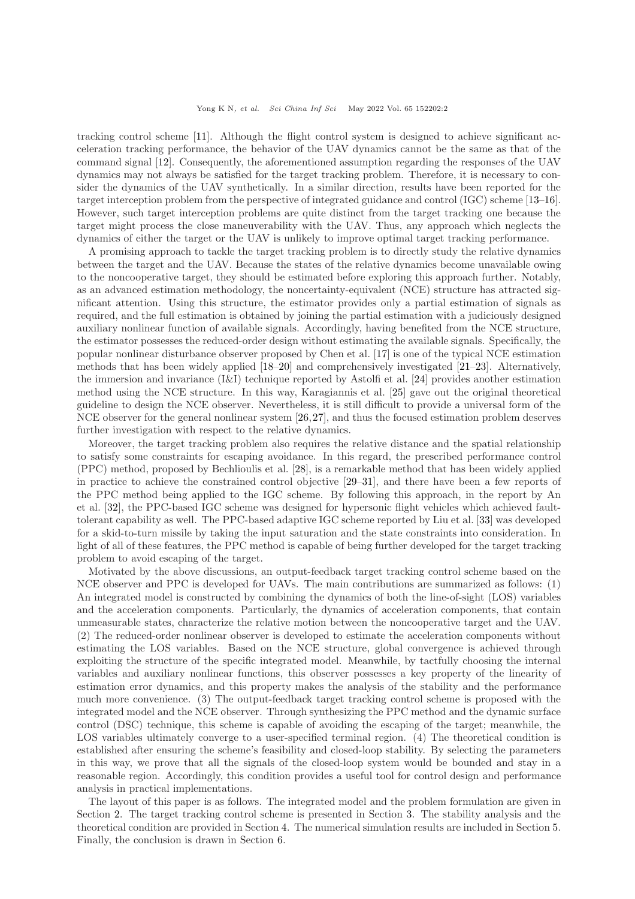tracking control scheme [11]. Although the flight control system is designed to achieve significant acceleration tracking performance, the behavior of the UAV dynamics cannot be the same as that of the command signal [12]. Consequently, the aforementioned assumption regarding the responses of the UAV dynamics may not always be satisfied for the target tracking problem. Therefore, it is necessary to consider the dynamics of the UAV synthetically. In a similar direction, results have been reported for the target interception problem from the perspective of integrated guidance and control (IGC) scheme [13–16]. However, such target interception problems are quite distinct from the target tracking one because the target might process the close maneuverability with the UAV. Thus, any approach which neglects the dynamics of either the target or the UAV is unlikely to improve optimal target tracking performance.

A promising approach to tackle the target tracking problem is to directly study the relative dynamics between the target and the UAV. Because the states of the relative dynamics become unavailable owing to the noncooperative target, they should be estimated before exploring this approach further. Notably, as an advanced estimation methodology, the noncertainty-equivalent (NCE) structure has attracted significant attention. Using this structure, the estimator provides only a partial estimation of signals as required, and the full estimation is obtained by joining the partial estimation with a judiciously designed auxiliary nonlinear function of available signals. Accordingly, having benefited from the NCE structure, the estimator possesses the reduced-order design without estimating the available signals. Specifically, the popular nonlinear disturbance observer proposed by Chen et al. [17] is one of the typical NCE estimation methods that has been widely applied [18–20] and comprehensively investigated [21–23]. Alternatively, the immersion and invariance (I&I) technique reported by Astolfi et al. [24] provides another estimation method using the NCE structure. In this way, Karagiannis et al. [25] gave out the original theoretical guideline to design the NCE observer. Nevertheless, it is still difficult to provide a universal form of the NCE observer for the general nonlinear system [26, 27], and thus the focused estimation problem deserves further investigation with respect to the relative dynamics.

Moreover, the target tracking problem also requires the relative distance and the spatial relationship to satisfy some constraints for escaping avoidance. In this regard, the prescribed performance control (PPC) method, proposed by Bechlioulis et al. [28], is a remarkable method that has been widely applied in practice to achieve the constrained control objective [29–31], and there have been a few reports of the PPC method being applied to the IGC scheme. By following this approach, in the report by An et al. [32], the PPC-based IGC scheme was designed for hypersonic flight vehicles which achieved fault-tolerant capability as well. The PPC-based adaptive IGC scheme reported by Liu et al. [33] was developed for a skid-to-turn missile by taking the input saturation and the state constraints into consideration. In light of all of these features, the PPC method is capable of being further developed for the target tracking problem to avoid escaping of the target.

Motivated by the above discussions, an output-feedback target tracking control scheme based on the NCE observer and PPC is developed for UAVs. The main contributions are summarized as follows: (1) An integrated model is constructed by combining the dynamics of both the line-of-sight (LOS) variables and the acceleration components. Particularly, the dynamics of acceleration components, that contain unmeasurable states, characterize the relative motion between the noncooperative target and the UAV. (2) The reduced-order nonlinear observer is developed to estimate the acceleration components without estimating the LOS variables. Based on the NCE structure, global convergence is achieved through exploiting the structure of the specific integrated model. Meanwhile, by tactfully choosing the internal variables and auxiliary nonlinear functions, this observer possesses a key property of the linearity of estimation error dynamics, and this property makes the analysis of the stability and the performance much more convenience. (3) The output-feedback target tracking control scheme is proposed with the integrated model and the NCE observer. Through synthesizing the PPC method and the dynamic surface control (DSC) technique, this scheme is capable of avoiding the escaping of the target; meanwhile, the LOS variables ultimately converge to a user-specified terminal region. (4) The theoretical condition is established after ensuring the scheme's feasibility and closed-loop stability. By selecting the parameters in this way, we prove that all the signals of the closed-loop system would be bounded and stay in a reasonable region. Accordingly, this condition provides a useful tool for control design and performance analysis in practical implementations.

The layout of this paper is as follows. The integrated model and the problem formulation are given in Section 2. The target tracking control scheme is presented in Section 3. The stability analysis and the theoretical condition are provided in Section 4. The numerical simulation results are included in Section 5. Finally, the conclusion is drawn in Section 6.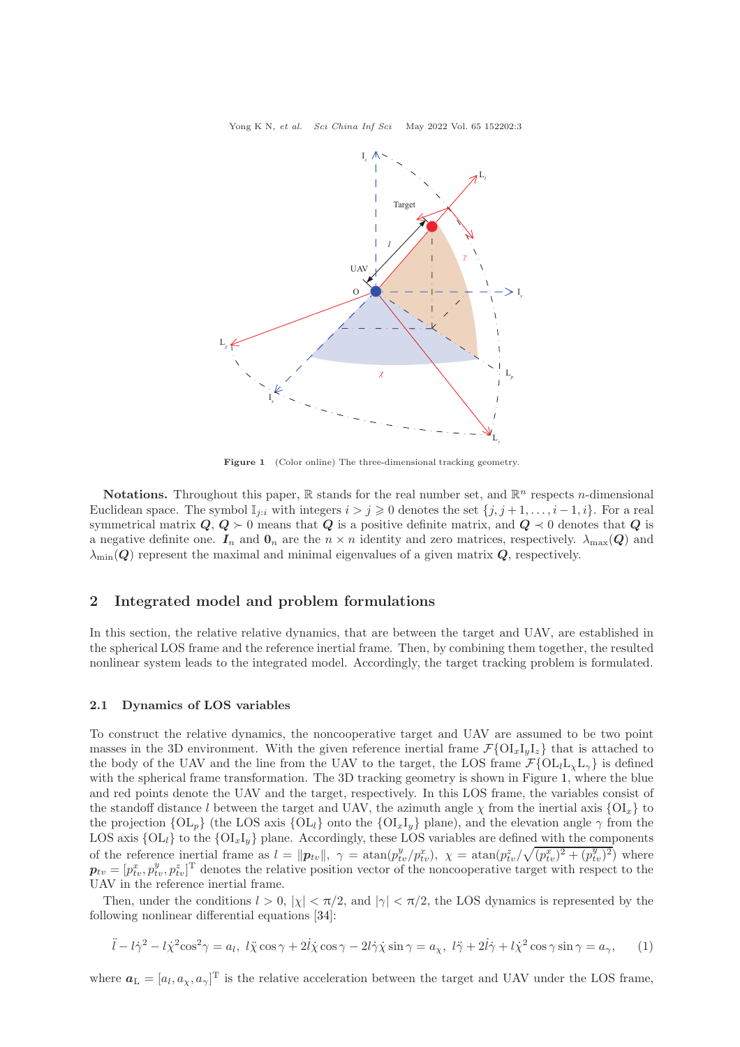Figure 1 (Color online) The three-dimensional tracking geometry.

**Notations.** Throughout this paper, $\mathbb{R}$ stands for the real number set, and $\mathbb{R}^n$ respects $n$-dimensional Euclidean space. The symbol $\mathbb{I}_{j:i}$ with integers $i > j \geqslant 0$ denotes the set $\{j, j+1, \ldots, i-1, i\}$. For a real symmetrical matrix $\boldsymbol{Q}$, $\boldsymbol{Q} \succ 0$ means that $\boldsymbol{Q}$ is a positive definite matrix, and $\boldsymbol{Q} \prec 0$ denotes that $\boldsymbol{Q}$ is a negative definite one. $\boldsymbol{I}_n$ and $\boldsymbol{0}_n$ are the $n \times n$ identity and zero matrices, respectively. $\lambda_{\max}(\boldsymbol{Q})$ and $\lambda_{\min}(\boldsymbol{Q})$ represent the maximal and minimal eigenvalues of a given matrix $\boldsymbol{Q}$, respectively.

## 2 Integrated model and problem formulations

In this section, the relative relative dynamics, that are between the target and UAV, are established in the spherical LOS frame and the reference inertial frame. Then, by combining them together, the resulted nonlinear system leads to the integrated model. Accordingly, the target tracking problem is formulated.

### 2.1 Dynamics of LOS variables

To construct the relative dynamics, the noncooperative target and UAV are assumed to be two point masses in the 3D environment. With the given reference inertial frame $\mathcal{F}\{\mathrm{OI}_x\mathrm{I}_y\mathrm{I}_z\}$ that is attached to the body of the UAV and the line from the UAV to the target, the LOS frame $\mathcal{F}\{\mathrm{OL}_l\mathrm{L}_\chi\mathrm{L}_\gamma\}$ is defined with the spherical frame transformation. The 3D tracking geometry is shown in Figure 1, where the blue and red points denote the UAV and the target, respectively. In this LOS frame, the variables consist of the standoff distance $l$ between the target and UAV, the azimuth angle $\chi$ from the inertial axis $\{\mathrm{OI}_x\}$ to the projection $\{\mathrm{OL}_p\}$ (the LOS axis $\{\mathrm{OL}_l\}$ onto the $\{\mathrm{OI}_x\mathrm{I}_y\}$ plane), and the elevation angle $\gamma$ from the LOS axis $\{\mathrm{OL}_l\}$ to the $\{\mathrm{OI}_x\mathrm{I}_y\}$ plane. Accordingly, these LOS variables are defined with the components of the reference inertial frame as $l = \|\boldsymbol{p}_{tv}\|$, $\gamma = \mathrm{atan}(p^y_{tv}/p^x_{tv})$, $\chi = \mathrm{atan}(p^z_{tv}/\sqrt{(p^x_{tv})^2 + (p^y_{tv})^2})$ where $\boldsymbol{p}_{tv} = [p^x_{tv}, p^y_{tv}, p^z_{tv}]^{\mathrm{T}}$ denotes the relative position vector of the noncooperative target with respect to the UAV in the reference inertial frame.

Then, under the conditions $l > 0$, $|\chi| < \pi/2$, and $|\gamma| < \pi/2$, the LOS dynamics is represented by the following nonlinear differential equations [34]:

$$\ddot{l} - l\dot{\gamma}^2 - l\dot{\chi}^2\cos^2\gamma = a_l, \;\; l\ddot{\chi}\cos\gamma + 2\dot{l}\dot{\chi}\cos\gamma - 2l\dot{\gamma}\dot{\chi}\sin\gamma = a_\chi, \;\; l\ddot{\gamma} + 2\dot{l}\dot{\gamma} + l\dot{\chi}^2\cos\gamma\sin\gamma = a_\gamma, \tag{1}$$

where $\boldsymbol{a}_{\mathrm{L}} = [a_l, a_\chi, a_\gamma]^{\mathrm{T}}$ is the relative acceleration between the target and UAV under the LOS frame,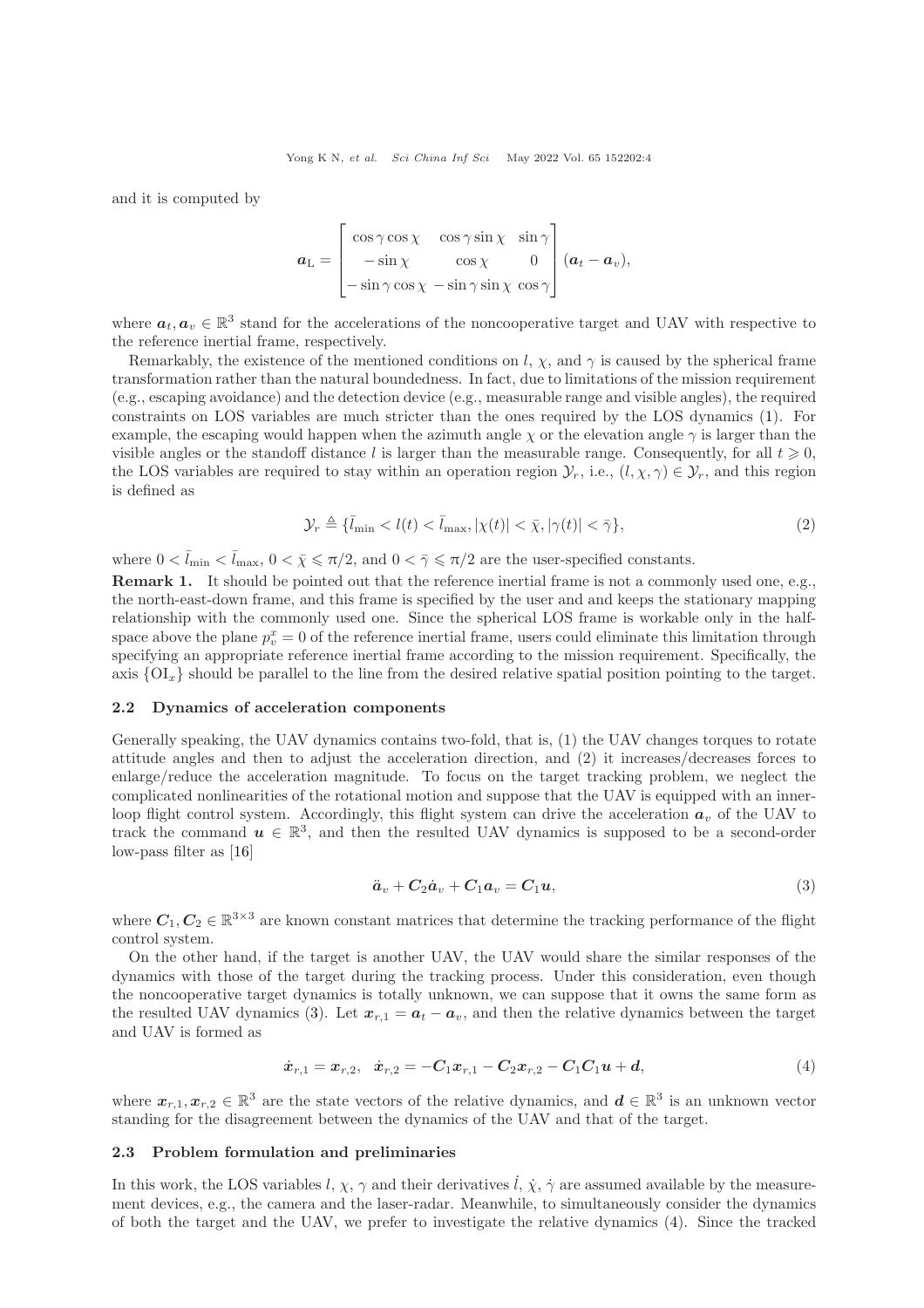and it is computed by

$$\boldsymbol{a}_{\mathrm{L}} = \begin{bmatrix} \cos\gamma\cos\chi & \cos\gamma\sin\chi & \sin\gamma \\ -\sin\chi & \cos\chi & 0 \\ -\sin\gamma\cos\chi & -\sin\gamma\sin\chi & \cos\gamma \end{bmatrix} (\boldsymbol{a}_t - \boldsymbol{a}_v),$$

where $\boldsymbol{a}_t, \boldsymbol{a}_v \in \mathbb{R}^3$ stand for the accelerations of the noncooperative target and UAV with respective to the reference inertial frame, respectively.

Remarkably, the existence of the mentioned conditions on $l$, $\chi$, and $\gamma$ is caused by the spherical frame transformation rather than the natural boundedness. In fact, due to limitations of the mission requirement (e.g., escaping avoidance) and the detection device (e.g., measurable range and visible angles), the required constraints on LOS variables are much stricter than the ones required by the LOS dynamics (1). For example, the escaping would happen when the azimuth angle $\chi$ or the elevation angle $\gamma$ is larger than the visible angles or the standoff distance $l$ is larger than the measurable range. Consequently, for all $t \geqslant 0$, the LOS variables are required to stay within an operation region $\mathcal{Y}_r$, i.e., $(l, \chi, \gamma) \in \mathcal{Y}_r$, and this region is defined as

$$\mathcal{Y}_r \triangleq \{\bar{l}_{\min} < l(t) < \bar{l}_{\max}, |\chi(t)| < \bar{\chi}, |\gamma(t)| < \bar{\gamma}\}, \tag{2}$$

where $0 < \bar{l}_{\min} < \bar{l}_{\max}$, $0 < \bar{\chi} \leqslant \pi/2$, and $0 < \bar{\gamma} \leqslant \pi/2$ are the user-specified constants.

**Remark 1.** It should be pointed out that the reference inertial frame is not a commonly used one, e.g., the north-east-down frame, and this frame is specified by the user and and keeps the stationary mapping relationship with the commonly used one. Since the spherical LOS frame is workable only in the half-space above the plane $p_v^x = 0$ of the reference inertial frame, users could eliminate this limitation through specifying an appropriate reference inertial frame according to the mission requirement. Specifically, the axis $\{\mathrm{OI}_x\}$ should be parallel to the line from the desired relative spatial position pointing to the target.

### 2.2 Dynamics of acceleration components

Generally speaking, the UAV dynamics contains two-fold, that is, (1) the UAV changes torques to rotate attitude angles and then to adjust the acceleration direction, and (2) it increases/decreases forces to enlarge/reduce the acceleration magnitude. To focus on the target tracking problem, we neglect the complicated nonlinearities of the rotational motion and suppose that the UAV is equipped with an inner-loop flight control system. Accordingly, this flight system can drive the acceleration $\boldsymbol{a}_v$ of the UAV to track the command $\boldsymbol{u} \in \mathbb{R}^3$, and then the resulted UAV dynamics is supposed to be a second-order low-pass filter as [16]

$$\ddot{\boldsymbol{a}}_v + \boldsymbol{C}_2\dot{\boldsymbol{a}}_v + \boldsymbol{C}_1\boldsymbol{a}_v = \boldsymbol{C}_1\boldsymbol{u}, \tag{3}$$

where $\boldsymbol{C}_1, \boldsymbol{C}_2 \in \mathbb{R}^{3\times3}$ are known constant matrices that determine the tracking performance of the flight control system.

On the other hand, if the target is another UAV, the UAV would share the similar responses of the dynamics with those of the target during the tracking process. Under this consideration, even though the noncooperative target dynamics is totally unknown, we can suppose that it owns the same form as the resulted UAV dynamics (3). Let $\boldsymbol{x}_{r,1} = \boldsymbol{a}_t - \boldsymbol{a}_v$, and then the relative dynamics between the target and UAV is formed as

$$\dot{\boldsymbol{x}}_{r,1} = \boldsymbol{x}_{r,2}, \quad \dot{\boldsymbol{x}}_{r,2} = -\boldsymbol{C}_1\boldsymbol{x}_{r,1} - \boldsymbol{C}_2\boldsymbol{x}_{r,2} - \boldsymbol{C}_1\boldsymbol{C}_1\boldsymbol{u} + \boldsymbol{d}, \tag{4}$$

where $\boldsymbol{x}_{r,1}, \boldsymbol{x}_{r,2} \in \mathbb{R}^3$ are the state vectors of the relative dynamics, and $\boldsymbol{d} \in \mathbb{R}^3$ is an unknown vector standing for the disagreement between the dynamics of the UAV and that of the target.

### 2.3 Problem formulation and preliminaries

In this work, the LOS variables $l$, $\chi$, $\gamma$ and their derivatives $\dot{l}$, $\dot{\chi}$, $\dot{\gamma}$ are assumed available by the measurement devices, e.g., the camera and the laser-radar. Meanwhile, to simultaneously consider the dynamics of both the target and the UAV, we prefer to investigate the relative dynamics (4). Since the tracked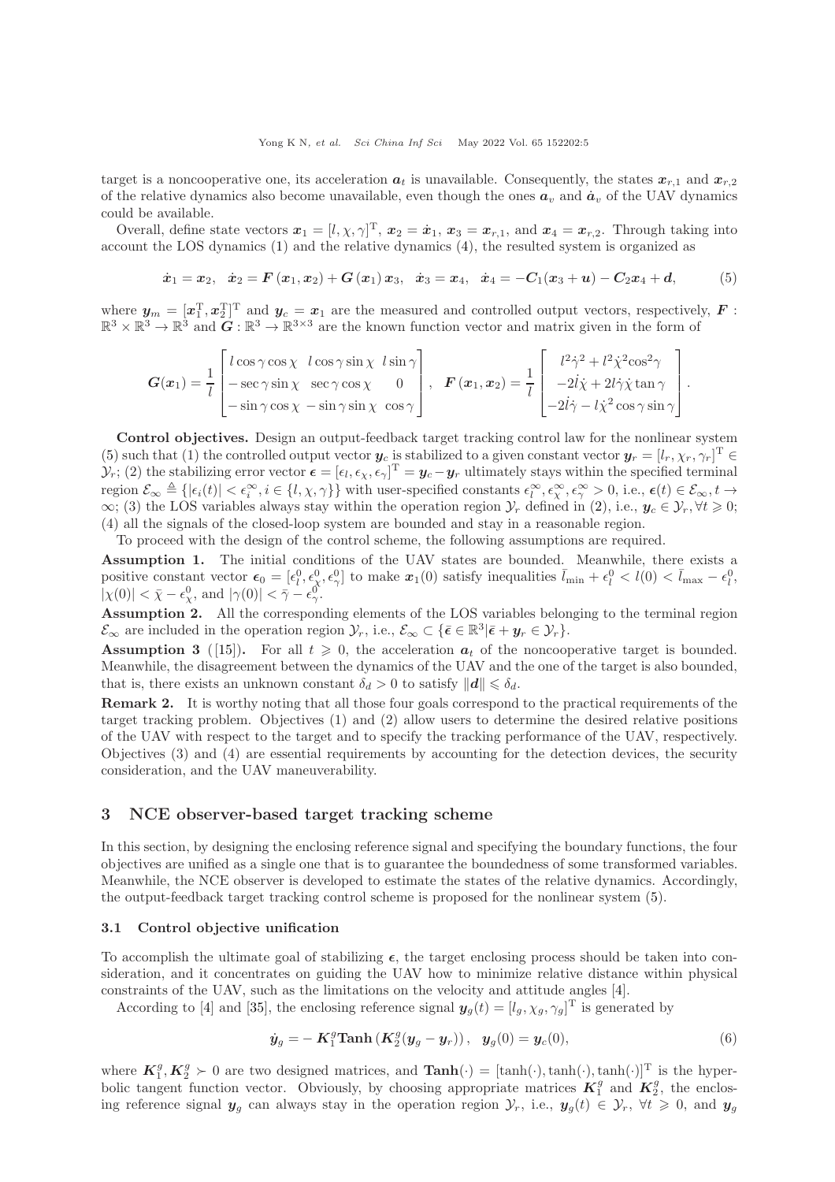target is a noncooperative one, its acceleration $\boldsymbol{a}_t$ is unavailable. Consequently, the states $\boldsymbol{x}_{r,1}$ and $\boldsymbol{x}_{r,2}$ of the relative dynamics also become unavailable, even though the ones $\boldsymbol{a}_v$ and $\dot{\boldsymbol{a}}_v$ of the UAV dynamics could be available.

Overall, define state vectors $\boldsymbol{x}_1 = [l, \chi, \gamma]^{\mathrm{T}}$, $\boldsymbol{x}_2 = \dot{\boldsymbol{x}}_1$, $\boldsymbol{x}_3 = \boldsymbol{x}_{r,1}$, and $\boldsymbol{x}_4 = \boldsymbol{x}_{r,2}$. Through taking into account the LOS dynamics (1) and the relative dynamics (4), the resulted system is organized as

$$\dot{\boldsymbol{x}}_1 = \boldsymbol{x}_2, \quad \dot{\boldsymbol{x}}_2 = \boldsymbol{F}(\boldsymbol{x}_1, \boldsymbol{x}_2) + \boldsymbol{G}(\boldsymbol{x}_1)\boldsymbol{x}_3, \quad \dot{\boldsymbol{x}}_3 = \boldsymbol{x}_4, \quad \dot{\boldsymbol{x}}_4 = -\boldsymbol{C}_1(\boldsymbol{x}_3 + \boldsymbol{u}) - \boldsymbol{C}_2\boldsymbol{x}_4 + \boldsymbol{d}, \tag{5}$$

where $\boldsymbol{y}_m = [\boldsymbol{x}_1^{\mathrm{T}}, \boldsymbol{x}_2^{\mathrm{T}}]^{\mathrm{T}}$ and $\boldsymbol{y}_c = \boldsymbol{x}_1$ are the measured and controlled output vectors, respectively, $\boldsymbol{F}: \mathbb{R}^3 \times \mathbb{R}^3 \to \mathbb{R}^3$ and $\boldsymbol{G}: \mathbb{R}^3 \to \mathbb{R}^{3\times 3}$ are the known function vector and matrix given in the form of

$$\boldsymbol{G}(\boldsymbol{x}_1) = \frac{1}{l}\begin{bmatrix} l\cos\gamma\cos\chi & l\cos\gamma\sin\chi & l\sin\gamma \\ -\sec\gamma\sin\chi & \sec\gamma\cos\chi & 0 \\ -\sin\gamma\cos\chi & -\sin\gamma\sin\chi & \cos\gamma \end{bmatrix}, \quad \boldsymbol{F}(\boldsymbol{x}_1, \boldsymbol{x}_2) = \frac{1}{l}\begin{bmatrix} l^2\dot{\gamma}^2 + l^2\dot{\chi}^2\cos^2\gamma \\ -2\dot{l}\dot{\chi} + 2l\dot{\gamma}\dot{\chi}\tan\gamma \\ -2\dot{l}\dot{\gamma} - l\dot{\chi}^2\cos\gamma\sin\gamma \end{bmatrix}.$$

**Control objectives.** Design an output-feedback target tracking control law for the nonlinear system (5) such that (1) the controlled output vector $\boldsymbol{y}_c$ is stabilized to a given constant vector $\boldsymbol{y}_r = [l_r, \chi_r, \gamma_r]^{\mathrm{T}} \in \mathcal{Y}_r$; (2) the stabilizing error vector $\boldsymbol{\epsilon} = [\epsilon_l, \epsilon_\chi, \epsilon_\gamma]^{\mathrm{T}} = \boldsymbol{y}_c - \boldsymbol{y}_r$ ultimately stays within the specified terminal region $\mathcal{E}_\infty \triangleq \{|\epsilon_i(t)| < \epsilon_i^\infty, i \in \{l, \chi, \gamma\}\}$ with user-specified constants $\epsilon_l^\infty, \epsilon_\chi^\infty, \epsilon_\gamma^\infty > 0$, i.e., $\boldsymbol{\epsilon}(t) \in \mathcal{E}_\infty, t \to \infty$; (3) the LOS variables always stay within the operation region $\mathcal{Y}_r$ defined in (2), i.e., $\boldsymbol{y}_c \in \mathcal{Y}_r, \forall t \geqslant 0$; (4) all the signals of the closed-loop system are bounded and stay in a reasonable region.

To proceed with the design of the control scheme, the following assumptions are required.

**Assumption 1.** The initial conditions of the UAV states are bounded. Meanwhile, there exists a positive constant vector $\boldsymbol{\epsilon}_0 = [\epsilon_l^0, \epsilon_\chi^0, \epsilon_\gamma^0]$ to make $\boldsymbol{x}_1(0)$ satisfy inequalities $\bar{l}_{\min} + \epsilon_l^0 < l(0) < \bar{l}_{\max} - \epsilon_l^0$, $|\chi(0)| < \bar{\chi} - \epsilon_\chi^0$, and $|\gamma(0)| < \bar{\gamma} - \epsilon_\gamma^0$.

**Assumption 2.** All the corresponding elements of the LOS variables belonging to the terminal region $\mathcal{E}_\infty$ are included in the operation region $\mathcal{Y}_r$, i.e., $\mathcal{E}_\infty \subset \{\bar{\boldsymbol{\epsilon}} \in \mathbb{R}^3 | \bar{\boldsymbol{\epsilon}} + \boldsymbol{y}_r \in \mathcal{Y}_r\}$.

**Assumption 3** ([15])**.** For all $t \geqslant 0$, the acceleration $\boldsymbol{a}_t$ of the noncooperative target is bounded. Meanwhile, the disagreement between the dynamics of the UAV and the one of the target is also bounded, that is, there exists an unknown constant $\delta_d > 0$ to satisfy $\|\boldsymbol{d}\| \leqslant \delta_d$.

**Remark 2.** It is worthy noting that all those four goals correspond to the practical requirements of the target tracking problem. Objectives (1) and (2) allow users to determine the desired relative positions of the UAV with respect to the target and to specify the tracking performance of the UAV, respectively. Objectives (3) and (4) are essential requirements by accounting for the detection devices, the security consideration, and the UAV maneuverability.

## 3 NCE observer-based target tracking scheme

In this section, by designing the enclosing reference signal and specifying the boundary functions, the four objectives are unified as a single one that is to guarantee the boundedness of some transformed variables. Meanwhile, the NCE observer is developed to estimate the states of the relative dynamics. Accordingly, the output-feedback target tracking control scheme is proposed for the nonlinear system (5).

### 3.1 Control objective unification

To accomplish the ultimate goal of stabilizing $\boldsymbol{\epsilon}$, the target enclosing process should be taken into consideration, and it concentrates on guiding the UAV how to minimize relative distance within physical constraints of the UAV, such as the limitations on the velocity and attitude angles [4].

According to [4] and [35], the enclosing reference signal $\boldsymbol{y}_g(t) = [l_g, \chi_g, \gamma_g]^{\mathrm{T}}$ is generated by

$$\dot{\boldsymbol{y}}_g = -\boldsymbol{K}_1^g \mathbf{Tanh}\left(\boldsymbol{K}_2^g(\boldsymbol{y}_g - \boldsymbol{y}_r)\right), \quad \boldsymbol{y}_g(0) = \boldsymbol{y}_c(0), \tag{6}$$

where $\boldsymbol{K}_1^g, \boldsymbol{K}_2^g \succ 0$ are two designed matrices, and $\mathbf{Tanh}(\cdot) = [\tanh(\cdot), \tanh(\cdot), \tanh(\cdot)]^{\mathrm{T}}$ is the hyperbolic tangent function vector. Obviously, by choosing appropriate matrices $\boldsymbol{K}_1^g$ and $\boldsymbol{K}_2^g$, the enclosing reference signal $\boldsymbol{y}_g$ can always stay in the operation region $\mathcal{Y}_r$, i.e., $\boldsymbol{y}_g(t) \in \mathcal{Y}_r$, $\forall t \geqslant 0$, and $\boldsymbol{y}_g$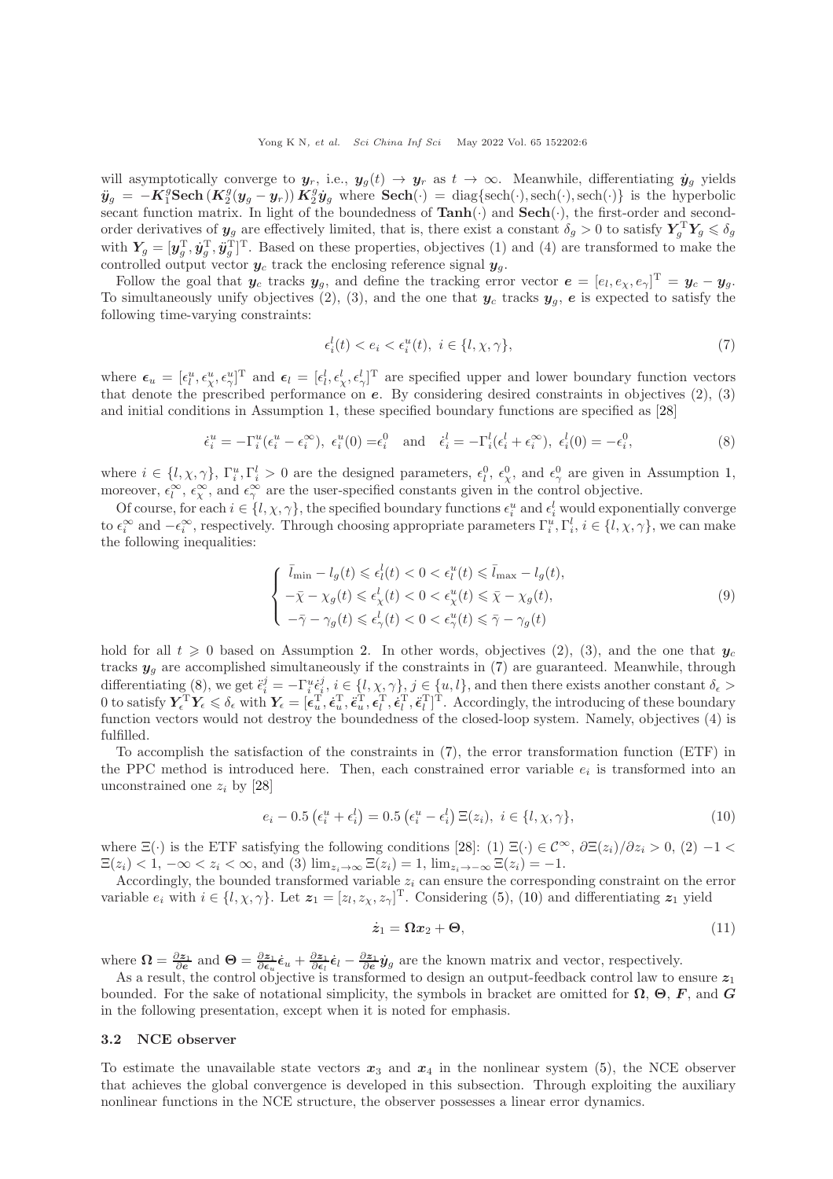will asymptotically converge to $\boldsymbol{y}_r$, i.e., $\boldsymbol{y}_g(t) \to \boldsymbol{y}_r$ as $t \to \infty$. Meanwhile, differentiating $\dot{\boldsymbol{y}}_g$ yields $\ddot{\boldsymbol{y}}_g = -\boldsymbol{K}_1^g \mathbf{Sech}\left(\boldsymbol{K}_2^g(\boldsymbol{y}_g - \boldsymbol{y}_r)\right)\boldsymbol{K}_2^g \dot{\boldsymbol{y}}_g$ where $\mathbf{Sech}(\cdot) = \mathrm{diag}\{\mathrm{sech}(\cdot), \mathrm{sech}(\cdot), \mathrm{sech}(\cdot)\}$ is the hyperbolic secant function matrix. In light of the boundedness of $\mathbf{Tanh}(\cdot)$ and $\mathbf{Sech}(\cdot)$, the first-order and second-order derivatives of $\boldsymbol{y}_g$ are effectively limited, that is, there exist a constant $\delta_g > 0$ to satisfy $\boldsymbol{Y}_g^{\mathrm{T}}\boldsymbol{Y}_g \leqslant \delta_g$ with $\boldsymbol{Y}_g = [\boldsymbol{y}_g^{\mathrm{T}}, \dot{\boldsymbol{y}}_g^{\mathrm{T}}, \ddot{\boldsymbol{y}}_g^{\mathrm{T}}]^{\mathrm{T}}$. Based on these properties, objectives (1) and (4) are transformed to make the controlled output vector $\boldsymbol{y}_c$ track the enclosing reference signal $\boldsymbol{y}_g$.

Follow the goal that $\boldsymbol{y}_c$ tracks $\boldsymbol{y}_g$, and define the tracking error vector $\boldsymbol{e} = [e_l, e_\chi, e_\gamma]^{\mathrm{T}} = \boldsymbol{y}_c - \boldsymbol{y}_g$. To simultaneously unify objectives (2), (3), and the one that $\boldsymbol{y}_c$ tracks $\boldsymbol{y}_g$, $\boldsymbol{e}$ is expected to satisfy the following time-varying constraints:

$$\epsilon_i^l(t) < e_i < \epsilon_i^u(t), \ i \in \{l, \chi, \gamma\}, \tag{7}$$

where $\boldsymbol{\epsilon}_u = [\epsilon_l^u, \epsilon_\chi^u, \epsilon_\gamma^u]^{\mathrm{T}}$ and $\boldsymbol{\epsilon}_l = [\epsilon_l^l, \epsilon_\chi^l, \epsilon_\gamma^l]^{\mathrm{T}}$ are specified upper and lower boundary function vectors that denote the prescribed performance on $\boldsymbol{e}$. By considering desired constraints in objectives (2), (3) and initial conditions in Assumption 1, these specified boundary functions are specified as [28]

$$\dot{\epsilon}_i^u = -\Gamma_i^u(\epsilon_i^u - \epsilon_i^\infty), \ \epsilon_i^u(0) = \epsilon_i^0 \quad \text{and} \quad \dot{\epsilon}_i^l = -\Gamma_i^l(\epsilon_i^l + \epsilon_i^\infty), \ \epsilon_i^l(0) = -\epsilon_i^0, \tag{8}$$

where $i \in \{l, \chi, \gamma\}$, $\Gamma_i^u, \Gamma_i^l > 0$ are the designed parameters, $\epsilon_l^0$, $\epsilon_\chi^0$, and $\epsilon_\gamma^0$ are given in Assumption 1, moreover, $\epsilon_l^\infty$, $\epsilon_\chi^\infty$, and $\epsilon_\gamma^\infty$ are the user-specified constants given in the control objective.

Of course, for each $i \in \{l, \chi, \gamma\}$, the specified boundary functions $\epsilon_i^u$ and $\epsilon_i^l$ would exponentially converge to $\epsilon_i^\infty$ and $-\epsilon_i^\infty$, respectively. Through choosing appropriate parameters $\Gamma_i^u, \Gamma_i^l$, $i \in \{l, \chi, \gamma\}$, we can make the following inequalities:

$$\begin{cases} \bar{l}_{\min} - l_g(t) \leqslant \epsilon_l^l(t) < 0 < \epsilon_l^u(t) \leqslant \bar{l}_{\max} - l_g(t), \\ -\bar{\chi} - \chi_g(t) \leqslant \epsilon_\chi^l(t) < 0 < \epsilon_\chi^u(t) \leqslant \bar{\chi} - \chi_g(t), \\ -\bar{\gamma} - \gamma_g(t) \leqslant \epsilon_\gamma^l(t) < 0 < \epsilon_\gamma^u(t) \leqslant \bar{\gamma} - \gamma_g(t) \end{cases} \tag{9}$$

hold for all $t \geqslant 0$ based on Assumption 2. In other words, objectives (2), (3), and the one that $\boldsymbol{y}_c$ tracks $\boldsymbol{y}_g$ are accomplished simultaneously if the constraints in (7) are guaranteed. Meanwhile, through differentiating (8), we get $\ddot{\epsilon}_i^j = -\Gamma_i^u \dot{\epsilon}_i^j$, $i \in \{l, \chi, \gamma\}, j \in \{u, l\}$, and then there exists another constant $\delta_\epsilon > 0$ to satisfy $\boldsymbol{Y}_\epsilon^{\mathrm{T}}\boldsymbol{Y}_\epsilon \leqslant \delta_\epsilon$ with $\boldsymbol{Y}_\epsilon = [\boldsymbol{\epsilon}_u^{\mathrm{T}}, \dot{\boldsymbol{\epsilon}}_u^{\mathrm{T}}, \ddot{\boldsymbol{\epsilon}}_u^{\mathrm{T}}, \boldsymbol{\epsilon}_l^{\mathrm{T}}, \dot{\boldsymbol{\epsilon}}_l^{\mathrm{T}}, \ddot{\boldsymbol{\epsilon}}_l^{\mathrm{T}}]^{\mathrm{T}}$. Accordingly, the introducing of these boundary function vectors would not destroy the boundedness of the closed-loop system. Namely, objectives (4) is fulfilled.

To accomplish the satisfaction of the constraints in (7), the error transformation function (ETF) in the PPC method is introduced here. Then, each constrained error variable $e_i$ is transformed into an unconstrained one $z_i$ by [28]

$$e_i - 0.5\left(\epsilon_i^u + \epsilon_i^l\right) = 0.5\left(\epsilon_i^u - \epsilon_i^l\right)\Xi(z_i), \ i \in \{l, \chi, \gamma\}, \tag{10}$$

where $\Xi(\cdot)$ is the ETF satisfying the following conditions [28]: (1) $\Xi(\cdot) \in \mathcal{C}^\infty$, $\partial\Xi(z_i)/\partial z_i > 0$, (2) $-1 < \Xi(z_i) < 1$, $-\infty < z_i < \infty$, and (3) $\lim_{z_i \to \infty} \Xi(z_i) = 1$, $\lim_{z_i \to -\infty} \Xi(z_i) = -1$.

Accordingly, the bounded transformed variable $z_i$ can ensure the corresponding constraint on the error variable $e_i$ with $i \in \{l, \chi, \gamma\}$. Let $\boldsymbol{z}_1 = [z_l, z_\chi, z_\gamma]^{\mathrm{T}}$. Considering (5), (10) and differentiating $\boldsymbol{z}_1$ yield

$$\dot{\boldsymbol{z}}_1 = \boldsymbol{\Omega}\boldsymbol{x}_2 + \boldsymbol{\Theta}, \tag{11}$$

where $\boldsymbol{\Omega} = \frac{\partial \boldsymbol{z}_1}{\partial \boldsymbol{e}}$ and $\boldsymbol{\Theta} = \frac{\partial \boldsymbol{z}_1}{\partial \boldsymbol{\epsilon}_u}\dot{\boldsymbol{\epsilon}}_u + \frac{\partial \boldsymbol{z}_1}{\partial \boldsymbol{\epsilon}_l}\dot{\boldsymbol{\epsilon}}_l - \frac{\partial \boldsymbol{z}_1}{\partial \boldsymbol{e}}\dot{\boldsymbol{y}}_g$ are the known matrix and vector, respectively.

As a result, the control objective is transformed to design an output-feedback control law to ensure $\boldsymbol{z}_1$ bounded. For the sake of notational simplicity, the symbols in bracket are omitted for $\boldsymbol{\Omega}$, $\boldsymbol{\Theta}$, $\boldsymbol{F}$, and $\boldsymbol{G}$ in the following presentation, except when it is noted for emphasis.

### 3.2 NCE observer

To estimate the unavailable state vectors $\boldsymbol{x}_3$ and $\boldsymbol{x}_4$ in the nonlinear system (5), the NCE observer that achieves the global convergence is developed in this subsection. Through exploiting the auxiliary nonlinear functions in the NCE structure, the observer possesses a linear error dynamics.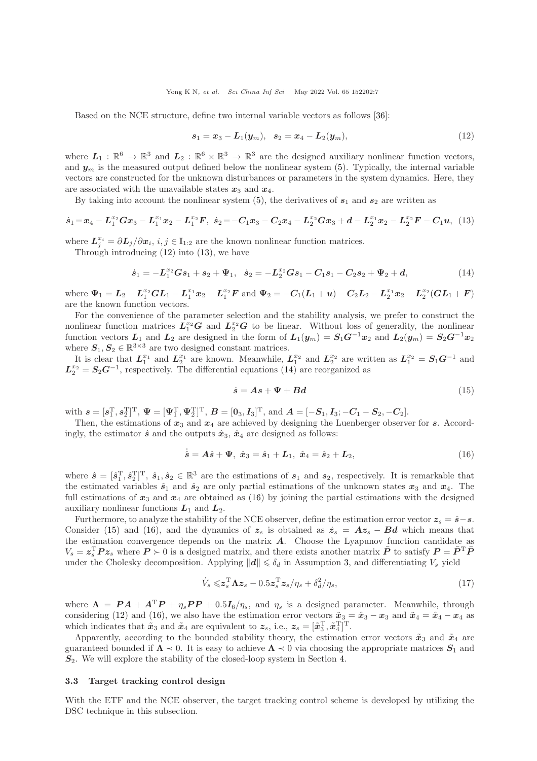Based on the NCE structure, define two internal variable vectors as follows [36]:

$$\boldsymbol{s}_1 = \boldsymbol{x}_3 - \boldsymbol{L}_1(\boldsymbol{y}_m), \quad \boldsymbol{s}_2 = \boldsymbol{x}_4 - \boldsymbol{L}_2(\boldsymbol{y}_m), \tag{12}$$

where $\boldsymbol{L}_1 : \mathbb{R}^6 \to \mathbb{R}^3$ and $\boldsymbol{L}_2 : \mathbb{R}^6 \times \mathbb{R}^3 \to \mathbb{R}^3$ are the designed auxiliary nonlinear function vectors, and $\boldsymbol{y}_m$ is the measured output defined below the nonlinear system (5). Typically, the internal variable vectors are constructed for the unknown disturbances or parameters in the system dynamics. Here, they are associated with the unavailable states $\boldsymbol{x}_3$ and $\boldsymbol{x}_4$.

By taking into account the nonlinear system (5), the derivatives of $\boldsymbol{s}_1$ and $\boldsymbol{s}_2$ are written as

$$\dot{\boldsymbol{s}}_1 = \boldsymbol{x}_4 - \boldsymbol{L}_1^{x_2}\boldsymbol{G}\boldsymbol{x}_3 - \boldsymbol{L}_1^{x_1}\boldsymbol{x}_2 - \boldsymbol{L}_1^{x_2}\boldsymbol{F}, \;\; \dot{\boldsymbol{s}}_2 = -\boldsymbol{C}_1\boldsymbol{x}_3 - \boldsymbol{C}_2\boldsymbol{x}_4 - \boldsymbol{L}_2^{x_2}\boldsymbol{G}\boldsymbol{x}_3 + \boldsymbol{d} - \boldsymbol{L}_2^{x_1}\boldsymbol{x}_2 - \boldsymbol{L}_2^{x_2}\boldsymbol{F} - \boldsymbol{C}_1\boldsymbol{u}, \tag{13}$$

where $\boldsymbol{L}_j^{x_i} = \partial \boldsymbol{L}_j / \partial \boldsymbol{x}_i$, $i, j \in \mathbb{I}_{1:2}$ are the known nonlinear function matrices.

Through introducing (12) into (13), we have

$$\dot{\boldsymbol{s}}_1 = -\boldsymbol{L}_1^{x_2}\boldsymbol{G}\boldsymbol{s}_1 + \boldsymbol{s}_2 + \boldsymbol{\Psi}_1, \quad \dot{\boldsymbol{s}}_2 = -\boldsymbol{L}_2^{x_2}\boldsymbol{G}\boldsymbol{s}_1 - \boldsymbol{C}_1\boldsymbol{s}_1 - \boldsymbol{C}_2\boldsymbol{s}_2 + \boldsymbol{\Psi}_2 + \boldsymbol{d}, \tag{14}$$

where $\boldsymbol{\Psi}_1 = \boldsymbol{L}_2 - \boldsymbol{L}_1^{x_2}\boldsymbol{G}\boldsymbol{L}_1 - \boldsymbol{L}_1^{x_1}\boldsymbol{x}_2 - \boldsymbol{L}_1^{x_2}\boldsymbol{F}$ and $\boldsymbol{\Psi}_2 = -\boldsymbol{C}_1(\boldsymbol{L}_1 + \boldsymbol{u}) - \boldsymbol{C}_2\boldsymbol{L}_2 - \boldsymbol{L}_2^{x_1}\boldsymbol{x}_2 - \boldsymbol{L}_2^{x_2}(\boldsymbol{G}\boldsymbol{L}_1 + \boldsymbol{F})$ are the known function vectors.

For the convenience of the parameter selection and the stability analysis, we prefer to construct the nonlinear function matrices $\boldsymbol{L}_1^{x_2}\boldsymbol{G}$ and $\boldsymbol{L}_2^{x_2}\boldsymbol{G}$ to be linear. Without loss of generality, the nonlinear function vectors $\boldsymbol{L}_1$ and $\boldsymbol{L}_2$ are designed in the form of $\boldsymbol{L}_1(\boldsymbol{y}_m) = \boldsymbol{S}_1\boldsymbol{G}^{-1}\boldsymbol{x}_2$ and $\boldsymbol{L}_2(\boldsymbol{y}_m) = \boldsymbol{S}_2\boldsymbol{G}^{-1}\boldsymbol{x}_2$ where $\boldsymbol{S}_1, \boldsymbol{S}_2 \in \mathbb{R}^{3\times 3}$ are two designed constant matrices.

It is clear that $\boldsymbol{L}_1^{x_1}$ and $\boldsymbol{L}_2^{x_1}$ are known. Meanwhile, $\boldsymbol{L}_1^{x_2}$ and $\boldsymbol{L}_2^{x_2}$ are written as $\boldsymbol{L}_1^{x_2} = \boldsymbol{S}_1\boldsymbol{G}^{-1}$ and $\boldsymbol{L}_2^{x_2} = \boldsymbol{S}_2\boldsymbol{G}^{-1}$, respectively. The differential equations (14) are reorganized as

$$\dot{\boldsymbol{s}} = \boldsymbol{A}\boldsymbol{s} + \boldsymbol{\Psi} + \boldsymbol{B}\boldsymbol{d} \tag{15}$$

with $\boldsymbol{s} = [\boldsymbol{s}_1^{\mathrm{T}}, \boldsymbol{s}_2^{\mathrm{T}}]^{\mathrm{T}}$, $\boldsymbol{\Psi} = [\boldsymbol{\Psi}_1^{\mathrm{T}}, \boldsymbol{\Psi}_2^{\mathrm{T}}]^{\mathrm{T}}$, $\boldsymbol{B} = [\boldsymbol{0}_3, \boldsymbol{I}_3]^{\mathrm{T}}$, and $\boldsymbol{A} = [-\boldsymbol{S}_1, \boldsymbol{I}_3; -\boldsymbol{C}_1 - \boldsymbol{S}_2, -\boldsymbol{C}_2]$.

Then, the estimations of $\boldsymbol{x}_3$ and $\boldsymbol{x}_4$ are achieved by designing the Luenberger observer for $\boldsymbol{s}$. Accordingly, the estimator $\hat{\boldsymbol{s}}$ and the outputs $\hat{\boldsymbol{x}}_3$, $\hat{\boldsymbol{x}}_4$ are designed as follows:

$$\dot{\hat{\boldsymbol{s}}} = \boldsymbol{A}\hat{\boldsymbol{s}} + \boldsymbol{\Psi}, \;\; \hat{\boldsymbol{x}}_3 = \hat{\boldsymbol{s}}_1 + \boldsymbol{L}_1, \;\; \hat{\boldsymbol{x}}_4 = \hat{\boldsymbol{s}}_2 + \boldsymbol{L}_2, \tag{16}$$

where $\hat{\boldsymbol{s}} = [\hat{\boldsymbol{s}}_1^{\mathrm{T}}, \hat{\boldsymbol{s}}_2^{\mathrm{T}}]^{\mathrm{T}}$, $\hat{\boldsymbol{s}}_1, \hat{\boldsymbol{s}}_2 \in \mathbb{R}^3$ are the estimations of $\boldsymbol{s}_1$ and $\boldsymbol{s}_2$, respectively. It is remarkable that the estimated variables $\hat{\boldsymbol{s}}_1$ and $\hat{\boldsymbol{s}}_2$ are only partial estimations of the unknown states $\boldsymbol{x}_3$ and $\boldsymbol{x}_4$. The full estimations of $\boldsymbol{x}_3$ and $\boldsymbol{x}_4$ are obtained as (16) by joining the partial estimations with the designed auxiliary nonlinear functions $\boldsymbol{L}_1$ and $\boldsymbol{L}_2$.

Furthermore, to analyze the stability of the NCE observer, define the estimation error vector $\boldsymbol{z}_s = \hat{\boldsymbol{s}} - \boldsymbol{s}$. Consider (15) and (16), and the dynamics of $\boldsymbol{z}_s$ is obtained as $\dot{\boldsymbol{z}}_s = \boldsymbol{A}\boldsymbol{z}_s - \boldsymbol{B}\boldsymbol{d}$ which means that the estimation convergence depends on the matrix $\boldsymbol{A}$. Choose the Lyapunov function candidate as $V_s = \boldsymbol{z}_s^{\mathrm{T}}\boldsymbol{P}\boldsymbol{z}_s$ where $\boldsymbol{P} \succ 0$ is a designed matrix, and there exists another matrix $\bar{\boldsymbol{P}}$ to satisfy $\boldsymbol{P} = \bar{\boldsymbol{P}}^{\mathrm{T}}\bar{\boldsymbol{P}}$ under the Cholesky decomposition. Applying $\|\boldsymbol{d}\| \leqslant \delta_d$ in Assumption 3, and differentiating $V_s$ yield

$$\dot{V}_s \leqslant \boldsymbol{z}_s^{\mathrm{T}}\boldsymbol{\Lambda}\boldsymbol{z}_s - 0.5\boldsymbol{z}_s^{\mathrm{T}}\boldsymbol{z}_s/\eta_s + \delta_d^2/\eta_s, \tag{17}$$

where $\boldsymbol{\Lambda} = \boldsymbol{P}\boldsymbol{A} + \boldsymbol{A}^{\mathrm{T}}\boldsymbol{P} + \eta_s\boldsymbol{P}\boldsymbol{P} + 0.5\boldsymbol{I}_6/\eta_s$, and $\eta_s$ is a designed parameter. Meanwhile, through considering (12) and (16), we also have the estimation error vectors $\tilde{\boldsymbol{x}}_3 = \hat{\boldsymbol{x}}_3 - \boldsymbol{x}_3$ and $\tilde{\boldsymbol{x}}_4 = \hat{\boldsymbol{x}}_4 - \boldsymbol{x}_4$ as which indicates that $\tilde{\boldsymbol{x}}_3$ and $\tilde{\boldsymbol{x}}_4$ are equivalent to $\boldsymbol{z}_s$, i.e., $\boldsymbol{z}_s = [\tilde{\boldsymbol{x}}_3^{\mathrm{T}}, \tilde{\boldsymbol{x}}_4^{\mathrm{T}}]^{\mathrm{T}}$.

Apparently, according to the bounded stability theory, the estimation error vectors $\tilde{\boldsymbol{x}}_3$ and $\tilde{\boldsymbol{x}}_4$ are guaranteed bounded if $\boldsymbol{\Lambda} \prec 0$. It is easy to achieve $\boldsymbol{\Lambda} \prec 0$ via choosing the appropriate matrices $\boldsymbol{S}_1$ and $\boldsymbol{S}_2$. We will explore the stability of the closed-loop system in Section 4.

### 3.3 Target tracking control design

With the ETF and the NCE observer, the target tracking control scheme is developed by utilizing the DSC technique in this subsection.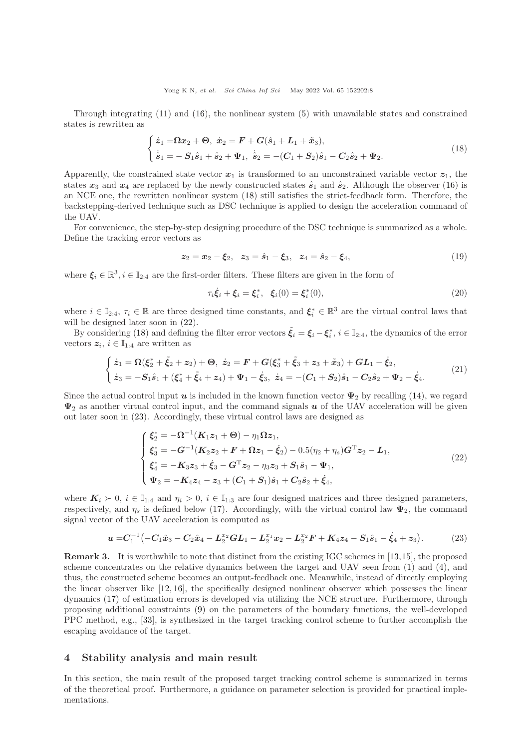Through integrating (11) and (16), the nonlinear system (5) with unavailable states and constrained states is rewritten as

$$
\begin{cases}
\dot{\boldsymbol{z}}_1 = \boldsymbol{\Omega}\boldsymbol{x}_2 + \boldsymbol{\Theta}, \ \dot{\boldsymbol{x}}_2 = \boldsymbol{F} + \boldsymbol{G}(\hat{\boldsymbol{s}}_1 + \boldsymbol{L}_1 + \tilde{\boldsymbol{x}}_3), \\
\dot{\hat{\boldsymbol{s}}}_1 = -\boldsymbol{S}_1\hat{\boldsymbol{s}}_1 + \hat{\boldsymbol{s}}_2 + \boldsymbol{\Psi}_1, \ \dot{\hat{\boldsymbol{s}}}_2 = -(\boldsymbol{C}_1 + \boldsymbol{S}_2)\hat{\boldsymbol{s}}_1 - \boldsymbol{C}_2\hat{\boldsymbol{s}}_2 + \boldsymbol{\Psi}_2.
\end{cases} \tag{18}
$$

Apparently, the constrained state vector $\boldsymbol{x}_1$ is transformed to an unconstrained variable vector $\boldsymbol{z}_1$, the states $\boldsymbol{x}_3$ and $\boldsymbol{x}_4$ are replaced by the newly constructed states $\hat{\boldsymbol{s}}_1$ and $\hat{\boldsymbol{s}}_2$. Although the observer (16) is an NCE one, the rewritten nonlinear system (18) still satisfies the strict-feedback form. Therefore, the backstepping-derived technique such as DSC technique is applied to design the acceleration command of the UAV.

For convenience, the step-by-step designing procedure of the DSC technique is summarized as a whole. Define the tracking error vectors as

$$
\boldsymbol{z}_2 = \boldsymbol{x}_2 - \boldsymbol{\xi}_2, \quad \boldsymbol{z}_3 = \hat{\boldsymbol{s}}_1 - \boldsymbol{\xi}_3, \quad \boldsymbol{z}_4 = \hat{\boldsymbol{s}}_2 - \boldsymbol{\xi}_4, \tag{19}
$$

where $\boldsymbol{\xi}_i \in \mathbb{R}^3, i \in \mathbb{I}_{2:4}$ are the first-order filters. These filters are given in the form of

$$
\tau_i\dot{\boldsymbol{\xi}}_i + \boldsymbol{\xi}_i = \boldsymbol{\xi}_i^*, \quad \boldsymbol{\xi}_i(0) = \boldsymbol{\xi}_i^*(0), \tag{20}
$$

where $i \in \mathbb{I}_{2:4}$, $\tau_i \in \mathbb{R}$ are three designed time constants, and $\boldsymbol{\xi}_i^* \in \mathbb{R}^3$ are the virtual control laws that will be designed later soon in (22).

By considering (18) and defining the filter error vectors $\tilde{\boldsymbol{\xi}}_i = \boldsymbol{\xi}_i - \boldsymbol{\xi}_i^*$, $i \in \mathbb{I}_{2:4}$, the dynamics of the error vectors $\boldsymbol{z}_i$, $i \in \mathbb{I}_{1:4}$ are written as

$$
\begin{cases}
\dot{\boldsymbol{z}}_1 = \boldsymbol{\Omega}(\boldsymbol{\xi}_2^* + \tilde{\boldsymbol{\xi}}_2 + \boldsymbol{z}_2) + \boldsymbol{\Theta}, \ \dot{\boldsymbol{z}}_2 = \boldsymbol{F} + \boldsymbol{G}(\boldsymbol{\xi}_3^* + \tilde{\boldsymbol{\xi}}_3 + \boldsymbol{z}_3 + \tilde{\boldsymbol{x}}_3) + \boldsymbol{G}\boldsymbol{L}_1 - \dot{\boldsymbol{\xi}}_2, \\
\dot{\boldsymbol{z}}_3 = -\boldsymbol{S}_1\hat{\boldsymbol{s}}_1 + (\boldsymbol{\xi}_4^* + \tilde{\boldsymbol{\xi}}_4 + \boldsymbol{z}_4) + \boldsymbol{\Psi}_1 - \dot{\boldsymbol{\xi}}_3, \ \dot{\boldsymbol{z}}_4 = -(\boldsymbol{C}_1 + \boldsymbol{S}_2)\hat{\boldsymbol{s}}_1 - \boldsymbol{C}_2\hat{\boldsymbol{s}}_2 + \boldsymbol{\Psi}_2 - \dot{\boldsymbol{\xi}}_4.
\end{cases} \tag{21}
$$

Since the actual control input $\boldsymbol{u}$ is included in the known function vector $\boldsymbol{\Psi}_2$ by recalling (14), we regard $\boldsymbol{\Psi}_2$ as another virtual control input, and the command signals $\boldsymbol{u}$ of the UAV acceleration will be given out later soon in (23). Accordingly, these virtual control laws are designed as

$$
\begin{cases}
\boldsymbol{\xi}_2^* = -\boldsymbol{\Omega}^{-1}(\boldsymbol{K}_1\boldsymbol{z}_1 + \boldsymbol{\Theta}) - \eta_1\boldsymbol{\Omega}\boldsymbol{z}_1, \\
\boldsymbol{\xi}_3^* = -\boldsymbol{G}^{-1}(\boldsymbol{K}_2\boldsymbol{z}_2 + \boldsymbol{F} + \boldsymbol{\Omega}\boldsymbol{z}_1 - \dot{\boldsymbol{\xi}}_2) - 0.5(\eta_2 + \eta_s)\boldsymbol{G}^{\mathrm{T}}\boldsymbol{z}_2 - \boldsymbol{L}_1, \\
\boldsymbol{\xi}_4^* = -\boldsymbol{K}_3\boldsymbol{z}_3 + \dot{\boldsymbol{\xi}}_3 - \boldsymbol{G}^{\mathrm{T}}\boldsymbol{z}_2 - \eta_3\boldsymbol{z}_3 + \boldsymbol{S}_1\hat{\boldsymbol{s}}_1 - \boldsymbol{\Psi}_1, \\
\boldsymbol{\Psi}_2 = -\boldsymbol{K}_4\boldsymbol{z}_4 - \boldsymbol{z}_3 + (\boldsymbol{C}_1 + \boldsymbol{S}_1)\hat{\boldsymbol{s}}_1 + \boldsymbol{C}_2\hat{\boldsymbol{s}}_2 + \dot{\boldsymbol{\xi}}_4,
\end{cases} \tag{22}
$$

where $\boldsymbol{K}_i \succ 0$, $i \in \mathbb{I}_{1:4}$ and $\eta_i > 0$, $i \in \mathbb{I}_{1:3}$ are four designed matrices and three designed parameters, respectively, and $\eta_s$ is defined below (17). Accordingly, with the virtual control law $\boldsymbol{\Psi}_2$, the command signal vector of the UAV acceleration is computed as

$$
\boldsymbol{u} = \boldsymbol{C}_1^{-1}\big(-\boldsymbol{C}_1\hat{\boldsymbol{x}}_3 - \boldsymbol{C}_2\hat{\boldsymbol{x}}_4 - \boldsymbol{L}_2^{x_2}\boldsymbol{G}\boldsymbol{L}_1 - \boldsymbol{L}_2^{x_1}\boldsymbol{x}_2 - \boldsymbol{L}_2^{x_2}\boldsymbol{F} + \boldsymbol{K}_4\boldsymbol{z}_4 - \boldsymbol{S}_1\hat{\boldsymbol{s}}_1 - \dot{\boldsymbol{\xi}}_4 + \boldsymbol{z}_3\big). \tag{23}
$$

**Remark 3.** It is worthwhile to note that distinct from the existing IGC schemes in [13,15], the proposed scheme concentrates on the relative dynamics between the target and UAV seen from (1) and (4), and thus, the constructed scheme becomes an output-feedback one. Meanwhile, instead of directly employing the linear observer like [12,16], the specifically designed nonlinear observer which possesses the linear dynamics (17) of estimation errors is developed via utilizing the NCE structure. Furthermore, through proposing additional constraints (9) on the parameters of the boundary functions, the well-developed PPC method, e.g., [33], is synthesized in the target tracking control scheme to further accomplish the escaping avoidance of the target.

## 4 Stability analysis and main result

In this section, the main result of the proposed target tracking control scheme is summarized in terms of the theoretical proof. Furthermore, a guidance on parameter selection is provided for practical implementations.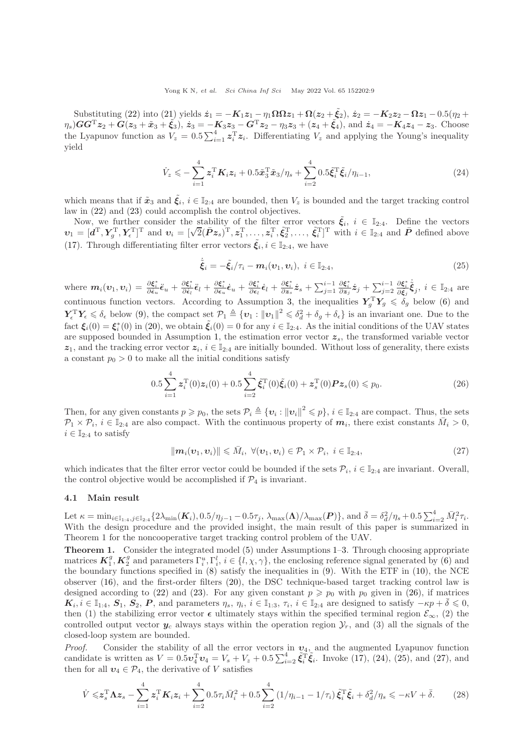Substituting (22) into (21) yields $\dot{\boldsymbol{z}}_1 = -\boldsymbol{K}_1\boldsymbol{z}_1 - \eta_1\boldsymbol{\Omega}\boldsymbol{\Omega}\boldsymbol{z}_1 + \boldsymbol{\Omega}(\boldsymbol{z}_2 + \tilde{\boldsymbol{\xi}}_2)$, $\dot{\boldsymbol{z}}_2 = -\boldsymbol{K}_2\boldsymbol{z}_2 - \boldsymbol{\Omega}\boldsymbol{z}_1 - 0.5(\eta_2 + \eta_s)\boldsymbol{G}\boldsymbol{G}^{\mathrm{T}}\boldsymbol{z}_2 + \boldsymbol{G}(\boldsymbol{z}_3 + \tilde{\boldsymbol{x}}_3 + \tilde{\boldsymbol{\xi}}_3)$, $\dot{\boldsymbol{z}}_3 = -\boldsymbol{K}_3\boldsymbol{z}_3 - \boldsymbol{G}^{\mathrm{T}}\boldsymbol{z}_2 - \eta_3\boldsymbol{z}_3 + (\boldsymbol{z}_4 + \tilde{\boldsymbol{\xi}}_4)$, and $\dot{\boldsymbol{z}}_4 = -\boldsymbol{K}_4\boldsymbol{z}_4 - \boldsymbol{z}_3$. Choose the Lyapunov function as $V_z = 0.5\sum_{i=1}^{4}\boldsymbol{z}_i^{\mathrm{T}}\boldsymbol{z}_i$. Differentiating $V_z$ and applying the Young's inequality yield

$$\dot{V}_z \leqslant -\sum_{i=1}^{4}\boldsymbol{z}_i^{\mathrm{T}}\boldsymbol{K}_i\boldsymbol{z}_i + 0.5\tilde{\boldsymbol{x}}_3^{\mathrm{T}}\tilde{\boldsymbol{x}}_3/\eta_s + \sum_{i=2}^{4}0.5\tilde{\boldsymbol{\xi}}_i^{\mathrm{T}}\tilde{\boldsymbol{\xi}}_i/\eta_{i-1}, \tag{24}$$

which means that if $\tilde{\boldsymbol{x}}_3$ and $\tilde{\boldsymbol{\xi}}_i$, $i \in \mathbb{I}_{2:4}$ are bounded, then $V_z$ is bounded and the target tracking control law in (22) and (23) could accomplish the control objectives.

Now, we further consider the stability of the filter error vectors $\tilde{\boldsymbol{\xi}}_i$, $i \in \mathbb{I}_{2:4}$. Define the vectors $\boldsymbol{v}_1 = [\boldsymbol{d}^{\mathrm{T}}, \boldsymbol{Y}_g^{\mathrm{T}}, \boldsymbol{Y}_\epsilon^{\mathrm{T}}]^{\mathrm{T}}$ and $\boldsymbol{v}_i = [\sqrt{2}(\bar{\boldsymbol{P}}\boldsymbol{z}_s)^{\mathrm{T}}, \boldsymbol{z}_1^{\mathrm{T}}, \ldots, \boldsymbol{z}_i^{\mathrm{T}}, \tilde{\boldsymbol{\xi}}_2^{\mathrm{T}}, \ldots, \tilde{\boldsymbol{\xi}}_i^{\mathrm{T}}]^{\mathrm{T}}$ with $i \in \mathbb{I}_{2:4}$ and $\bar{\boldsymbol{P}}$ defined above (17). Through differentiating filter error vectors $\tilde{\boldsymbol{\xi}}_i, i \in \mathbb{I}_{2:4}$, we have

$$\dot{\tilde{\boldsymbol{\xi}}}_i = -\tilde{\boldsymbol{\xi}}_i/\tau_i - \boldsymbol{m}_i(\boldsymbol{v}_1, \boldsymbol{v}_i),\ i \in \mathbb{I}_{2:4}, \tag{25}$$

where $\boldsymbol{m}_i(\boldsymbol{v}_1, \boldsymbol{v}_i) = \frac{\partial \boldsymbol{\xi}_i^*}{\partial \dot{\boldsymbol{\epsilon}}_u}\ddot{\boldsymbol{\epsilon}}_u + \frac{\partial \boldsymbol{\xi}_i^*}{\partial \dot{\boldsymbol{\epsilon}}_l}\ddot{\boldsymbol{\epsilon}}_l + \frac{\partial \boldsymbol{\xi}_i^*}{\partial \boldsymbol{\epsilon}_u}\dot{\boldsymbol{\epsilon}}_u + \frac{\partial \boldsymbol{\xi}_i^*}{\partial \boldsymbol{\epsilon}_l}\dot{\boldsymbol{\epsilon}}_l + \frac{\partial \boldsymbol{\xi}_i^*}{\partial \boldsymbol{z}_s}\dot{\boldsymbol{z}}_s + \sum_{j=1}^{i-1}\frac{\partial \boldsymbol{\xi}_i^*}{\partial \boldsymbol{z}_j}\dot{\boldsymbol{z}}_j + \sum_{j=2}^{i-1}\frac{\partial \boldsymbol{\xi}_i^*}{\partial \tilde{\boldsymbol{\xi}}_j}\dot{\tilde{\boldsymbol{\xi}}}_j$, $i \in \mathbb{I}_{2:4}$ are continuous function vectors. According to Assumption 3, the inequalities $\boldsymbol{Y}_g^{\mathrm{T}}\boldsymbol{Y}_g \leqslant \delta_g$ below (6) and $\boldsymbol{Y}_\epsilon^{\mathrm{T}}\boldsymbol{Y}_\epsilon \leqslant \delta_\epsilon$ below (9), the compact set $\mathcal{P}_1 \triangleq \{\boldsymbol{v}_1 : \|\boldsymbol{v}_1\|^2 \leqslant \delta_d^2 + \delta_g + \delta_\epsilon\}$ is an invariant one. Due to the fact $\boldsymbol{\xi}_i(0) = \boldsymbol{\xi}_i^*(0)$ in (20), we obtain $\tilde{\boldsymbol{\xi}}_i(0) = 0$ for any $i \in \mathbb{I}_{2:4}$. As the initial conditions of the UAV states are supposed bounded in Assumption 1, the estimation error vector $\boldsymbol{z}_s$, the transformed variable vector $\boldsymbol{z}_1$, and the tracking error vector $\boldsymbol{z}_i$, $i \in \mathbb{I}_{2:4}$ are initially bounded. Without loss of generality, there exists a constant $p_0 > 0$ to make all the initial conditions satisfy

$$0.5\sum_{i=1}^{4}\boldsymbol{z}_i^{\mathrm{T}}(0)\boldsymbol{z}_i(0) + 0.5\sum_{i=2}^{4}\tilde{\boldsymbol{\xi}}_i^{\mathrm{T}}(0)\tilde{\boldsymbol{\xi}}_i(0) + \boldsymbol{z}_s^{\mathrm{T}}(0)\boldsymbol{P}\boldsymbol{z}_s(0) \leqslant p_0. \tag{26}$$

Then, for any given constants $p \geqslant p_0$, the sets $\mathcal{P}_i \triangleq \{\boldsymbol{v}_i : \|\boldsymbol{v}_i\|^2 \leqslant p\}$, $i \in \mathbb{I}_{2:4}$ are compact. Thus, the sets $\mathcal{P}_1 \times \mathcal{P}_i$, $i \in \mathbb{I}_{2:4}$ are also compact. With the continuous property of $\boldsymbol{m}_i$, there exist constants $\bar{M}_i > 0$, $i \in \mathbb{I}_{2:4}$ to satisfy

$$\|\boldsymbol{m}_i(\boldsymbol{v}_1, \boldsymbol{v}_i)\| \leqslant \bar{M}_i,\ \forall(\boldsymbol{v}_1, \boldsymbol{v}_i) \in \mathcal{P}_1 \times \mathcal{P}_i,\ i \in \mathbb{I}_{2:4}, \tag{27}$$

which indicates that the filter error vector could be bounded if the sets $\mathcal{P}_i$, $i \in \mathbb{I}_{2:4}$ are invariant. Overall, the control objective would be accomplished if $\mathcal{P}_4$ is invariant.

### 4.1 Main result

Let $\kappa = \min_{i \in \mathbb{I}_{1:4}, j \in \mathbb{I}_{2:4}}\{2\lambda_{\min}(\boldsymbol{K}_i), 0.5/\eta_{j-1} - 0.5\tau_j, \lambda_{\max}(\boldsymbol{\Lambda})/\lambda_{\max}(\boldsymbol{P})\}$, and $\bar{\delta} = \delta_d^2/\eta_s + 0.5\sum_{i=2}^{4}\bar{M}_i^2\tau_i$. With the design procedure and the provided insight, the main result of this paper is summarized in Theorem 1 for the noncooperative target tracking control problem of the UAV.

**Theorem 1.** Consider the integrated model (5) under Assumptions 1–3. Through choosing appropriate matrices $\boldsymbol{K}_1^g, \boldsymbol{K}_2^g$ and parameters $\Gamma_i^u, \Gamma_i^l$, $i \in \{l, \chi, \gamma\}$, the enclosing reference signal generated by (6) and the boundary functions specified in (8) satisfy the inequalities in (9). With the ETF in (10), the NCE observer (16), and the first-order filters (20), the DSC technique-based target tracking control law is designed according to (22) and (23). For any given constant $p \geqslant p_0$ with $p_0$ given in (26), if matrices $\boldsymbol{K}_i, i \in \mathbb{I}_{1:4}$, $\boldsymbol{S}_1$, $\boldsymbol{S}_2$, $\boldsymbol{P}$, and parameters $\eta_s$, $\eta_i$, $i \in \mathbb{I}_{1:3}$, $\tau_i$, $i \in \mathbb{I}_{2:4}$ are designed to satisfy $-\kappa p + \bar{\delta} \leqslant 0$, then (1) the stabilizing error vector $\boldsymbol{\epsilon}$ ultimately stays within the specified terminal region $\mathcal{E}_\infty$, (2) the controlled output vector $\boldsymbol{y}_c$ always stays within the operation region $\mathcal{Y}_r$, and (3) all the signals of the closed-loop system are bounded.

*Proof.* Consider the stability of all the error vectors in $\boldsymbol{v}_4$, and the augmented Lyapunov function candidate is written as $V = 0.5\boldsymbol{v}_4^{\mathrm{T}}\boldsymbol{v}_4 = V_s + V_z + 0.5\sum_{i=2}^{4}\tilde{\boldsymbol{\xi}}_i^{\mathrm{T}}\tilde{\boldsymbol{\xi}}_i$. Invoke (17), (24), (25), and (27), and then for all $\boldsymbol{v}_4 \in \mathcal{P}_4$, the derivative of $V$ satisfies

$$\dot{V} \leqslant \boldsymbol{z}_s^{\mathrm{T}}\boldsymbol{\Lambda}\boldsymbol{z}_s - \sum_{i=1}^{4}\boldsymbol{z}_i^{\mathrm{T}}\boldsymbol{K}_i\boldsymbol{z}_i + \sum_{i=2}^{4}0.5\tau_i\bar{M}_i^2 + 0.5\sum_{i=2}^{4}(1/\eta_{i-1} - 1/\tau_i)\tilde{\boldsymbol{\xi}}_i^{\mathrm{T}}\tilde{\boldsymbol{\xi}}_i + \delta_d^2/\eta_s \leqslant -\kappa V + \bar{\delta}. \tag{28}$$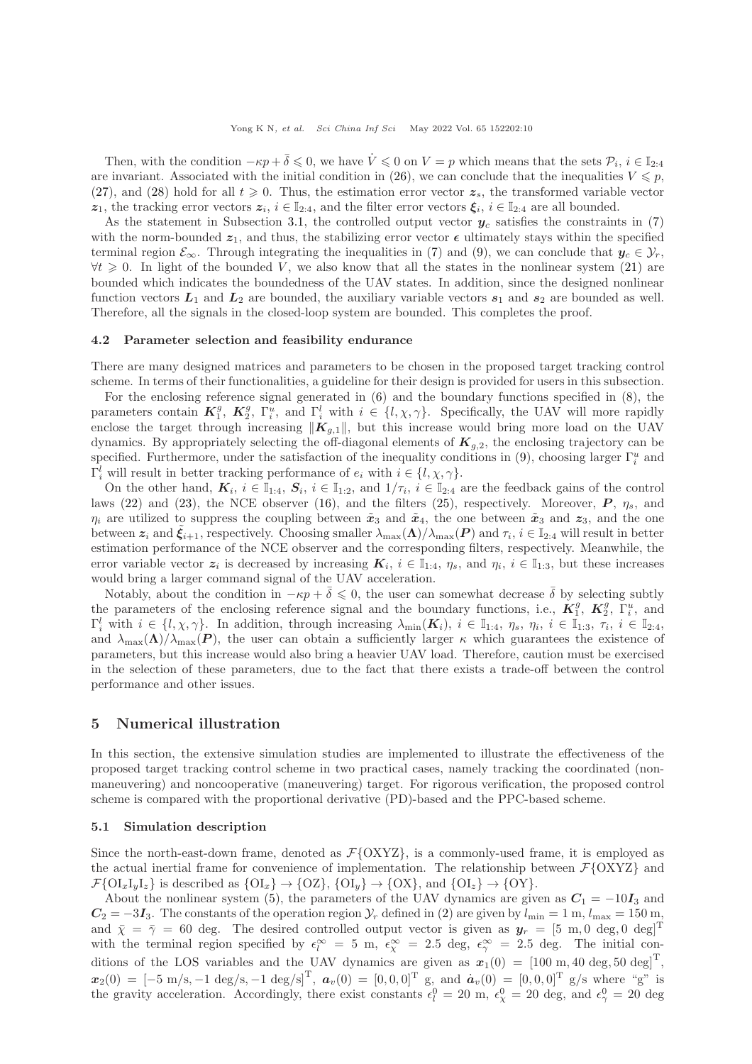Then, with the condition $-\kappa p + \bar{\delta} \leqslant 0$, we have $\dot{V} \leqslant 0$ on $V = p$ which means that the sets $\mathcal{P}_i$, $i \in \mathbb{I}_{2:4}$ are invariant. Associated with the initial condition in (26), we can conclude that the inequalities $V \leqslant p$, (27), and (28) hold for all $t \geqslant 0$. Thus, the estimation error vector $\boldsymbol{z}_s$, the transformed variable vector $\boldsymbol{z}_1$, the tracking error vectors $\boldsymbol{z}_i$, $i \in \mathbb{I}_{2:4}$, and the filter error vectors $\boldsymbol{\xi}_i$, $i \in \mathbb{I}_{2:4}$ are all bounded.

As the statement in Subsection 3.1, the controlled output vector $\boldsymbol{y}_c$ satisfies the constraints in (7) with the norm-bounded $\boldsymbol{z}_1$, and thus, the stabilizing error vector $\boldsymbol{\epsilon}$ ultimately stays within the specified terminal region $\mathcal{E}_\infty$. Through integrating the inequalities in (7) and (9), we can conclude that $\boldsymbol{y}_c \in \mathcal{Y}_r$, $\forall t \geqslant 0$. In light of the bounded $V$, we also know that all the states in the nonlinear system (21) are bounded which indicates the boundedness of the UAV states. In addition, since the designed nonlinear function vectors $\boldsymbol{L}_1$ and $\boldsymbol{L}_2$ are bounded, the auxiliary variable vectors $\boldsymbol{s}_1$ and $\boldsymbol{s}_2$ are bounded as well. Therefore, all the signals in the closed-loop system are bounded. This completes the proof.

### 4.2 Parameter selection and feasibility endurance

There are many designed matrices and parameters to be chosen in the proposed target tracking control scheme. In terms of their functionalities, a guideline for their design is provided for users in this subsection.

For the enclosing reference signal generated in (6) and the boundary functions specified in (8), the parameters contain $\boldsymbol{K}_1^g$, $\boldsymbol{K}_2^g$, $\Gamma_i^u$, and $\Gamma_i^l$ with $i \in \{l, \chi, \gamma\}$. Specifically, the UAV will more rapidly enclose the target through increasing $\|\boldsymbol{K}_{g,1}\|$, but this increase would bring more load on the UAV dynamics. By appropriately selecting the off-diagonal elements of $\boldsymbol{K}_{g,2}$, the enclosing trajectory can be specified. Furthermore, under the satisfaction of the inequality conditions in (9), choosing larger $\Gamma_i^u$ and $\Gamma_i^l$ will result in better tracking performance of $e_i$ with $i \in \{l, \chi, \gamma\}$.

On the other hand, $\boldsymbol{K}_i$, $i \in \mathbb{I}_{1:4}$, $\boldsymbol{S}_i$, $i \in \mathbb{I}_{1:2}$, and $1/\tau_i$, $i \in \mathbb{I}_{2:4}$ are the feedback gains of the control laws (22) and (23), the NCE observer (16), and the filters (25), respectively. Moreover, $\boldsymbol{P}$, $\eta_s$, and $\eta_i$ are utilized to suppress the coupling between $\tilde{\boldsymbol{x}}_3$ and $\tilde{\boldsymbol{x}}_4$, the one between $\tilde{\boldsymbol{x}}_3$ and $\boldsymbol{z}_3$, and the one between $\boldsymbol{z}_i$ and $\tilde{\boldsymbol{\xi}}_{i+1}$, respectively. Choosing smaller $\lambda_{\max}(\boldsymbol{\Lambda})/\lambda_{\max}(\boldsymbol{P})$ and $\tau_i$, $i \in \mathbb{I}_{2:4}$ will result in better estimation performance of the NCE observer and the corresponding filters, respectively. Meanwhile, the error variable vector $\boldsymbol{z}_i$ is decreased by increasing $\boldsymbol{K}_i$, $i \in \mathbb{I}_{1:4}$, $\eta_s$, and $\eta_i$, $i \in \mathbb{I}_{1:3}$, but these increases would bring a larger command signal of the UAV acceleration.

Notably, about the condition in $-\kappa p + \bar{\delta} \leqslant 0$, the user can somewhat decrease $\bar{\delta}$ by selecting subtly the parameters of the enclosing reference signal and the boundary functions, i.e., $\boldsymbol{K}_1^g$, $\boldsymbol{K}_2^g$, $\Gamma_i^u$, and $\Gamma_i^l$ with $i \in \{l, \chi, \gamma\}$. In addition, through increasing $\lambda_{\min}(\boldsymbol{K}_i)$, $i \in \mathbb{I}_{1:4}$, $\eta_s$, $\eta_i$, $i \in \mathbb{I}_{1:3}$, $\tau_i$, $i \in \mathbb{I}_{2:4}$, and $\lambda_{\max}(\boldsymbol{\Lambda})/\lambda_{\max}(\boldsymbol{P})$, the user can obtain a sufficiently larger $\kappa$ which guarantees the existence of parameters, but this increase would also bring a heavier UAV load. Therefore, caution must be exercised in the selection of these parameters, due to the fact that there exists a trade-off between the control performance and other issues.

## 5 Numerical illustration

In this section, the extensive simulation studies are implemented to illustrate the effectiveness of the proposed target tracking control scheme in two practical cases, namely tracking the coordinated (non-maneuvering) and noncooperative (maneuvering) target. For rigorous verification, the proposed control scheme is compared with the proportional derivative (PD)-based and the PPC-based scheme.

### 5.1 Simulation description

Since the north-east-down frame, denoted as $\mathcal{F}\{\text{OXYZ}\}$, is a commonly-used frame, it is employed as the actual inertial frame for convenience of implementation. The relationship between $\mathcal{F}\{\text{OXYZ}\}$ and $\mathcal{F}\{\text{OI}_x\text{I}_y\text{I}_z\}$ is described as $\{\text{OI}_x\} \to \{\text{OZ}\}$, $\{\text{OI}_y\} \to \{\text{OX}\}$, and $\{\text{OI}_z\} \to \{\text{OY}\}$.

About the nonlinear system (5), the parameters of the UAV dynamics are given as $\boldsymbol{C}_1 = -10\boldsymbol{I}_3$ and $\boldsymbol{C}_2 = -3\boldsymbol{I}_3$. The constants of the operation region $\mathcal{Y}_r$ defined in (2) are given by $l_{\min} = 1$ m, $l_{\max} = 150$ m, and $\bar{\chi} = \bar{\gamma} = 60$ deg. The desired controlled output vector is given as $\boldsymbol{y}_r = [5\ \text{m}, 0\ \text{deg}, 0\ \text{deg}]^{\text{T}}$ with the terminal region specified by $\epsilon_l^\infty = 5$ m, $\epsilon_\chi^\infty = 2.5$ deg, $\epsilon_\gamma^\infty = 2.5$ deg. The initial conditions of the LOS variables and the UAV dynamics are given as $\boldsymbol{x}_1(0) = [100\ \text{m}, 40\ \text{deg}, 50\ \text{deg}]^{\text{T}}$, $\boldsymbol{x}_2(0) = [-5\ \text{m/s}, -1\ \text{deg/s}, -1\ \text{deg/s}]^{\text{T}}$, $\boldsymbol{a}_v(0) = [0, 0, 0]^{\text{T}}$ g, and $\dot{\boldsymbol{a}}_v(0) = [0, 0, 0]^{\text{T}}$ g/s where "g" is the gravity acceleration. Accordingly, there exist constants $\epsilon_l^0 = 20$ m, $\epsilon_\chi^0 = 20$ deg, and $\epsilon_\gamma^0 = 20$ deg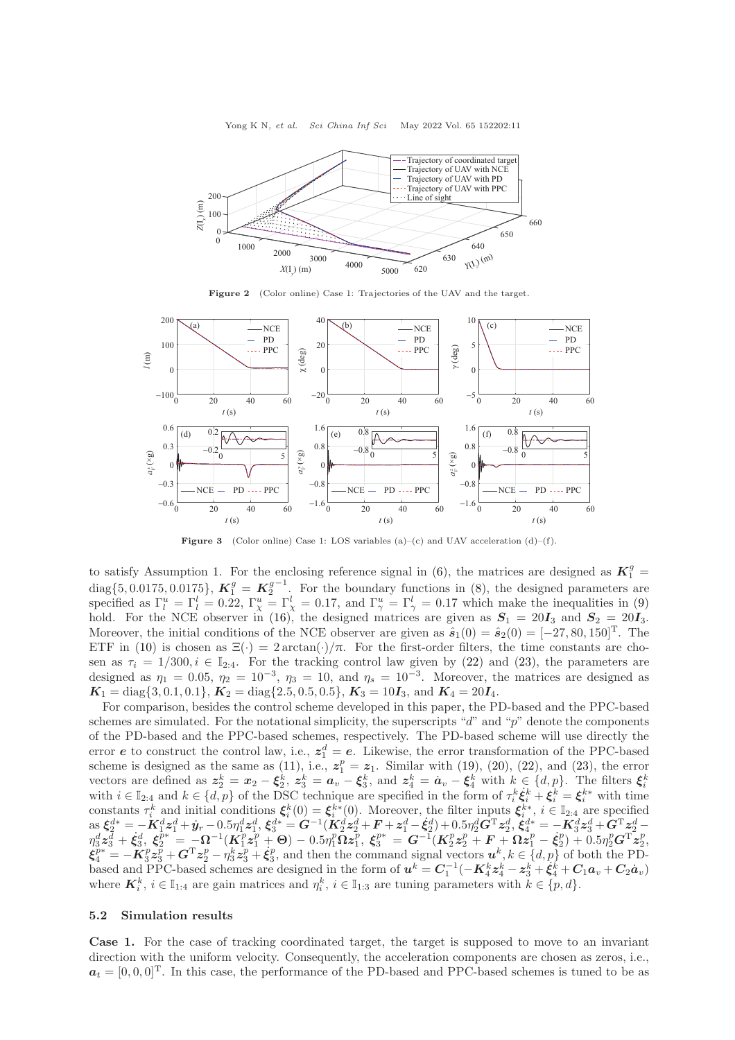Figure 2 (Color online) Case 1: Trajectories of the UAV and the target.

Figure 3 (Color online) Case 1: LOS variables (a)–(c) and UAV acceleration (d)–(f).

to satisfy Assumption 1. For the enclosing reference signal in (6), the matrices are designed as $\boldsymbol{K}_1^g = \mathrm{diag}\{5, 0.0175, 0.0175\}$, $\boldsymbol{K}_1^g = \boldsymbol{K}_2^{g-1}$. For the boundary functions in (8), the designed parameters are specified as $\Gamma_l^u = \Gamma_l^l = 0.22$, $\Gamma_\chi^u = \Gamma_\chi^l = 0.17$, and $\Gamma_\gamma^u = \Gamma_\gamma^l = 0.17$ which make the inequalities in (9) hold. For the NCE observer in (16), the designed matrices are given as $\boldsymbol{S}_1 = 20\boldsymbol{I}_3$ and $\boldsymbol{S}_2 = 20\boldsymbol{I}_3$. Moreover, the initial conditions of the NCE observer are given as $\hat{\boldsymbol{s}}_1(0) = \hat{\boldsymbol{s}}_2(0) = [-27, 80, 150]^{\mathrm{T}}$. The ETF in (10) is chosen as $\Xi(\cdot) = 2\arctan(\cdot)/\pi$. For the first-order filters, the time constants are chosen as $\tau_i = 1/300, i \in \mathbb{I}_{2:4}$. For the tracking control law given by (22) and (23), the parameters are designed as $\eta_1 = 0.05$, $\eta_2 = 10^{-3}$, $\eta_3 = 10$, and $\eta_s = 10^{-3}$. Moreover, the matrices are designed as $\boldsymbol{K}_1 = \mathrm{diag}\{3, 0.1, 0.1\}$, $\boldsymbol{K}_2 = \mathrm{diag}\{2.5, 0.5, 0.5\}$, $\boldsymbol{K}_3 = 10\boldsymbol{I}_3$, and $\boldsymbol{K}_4 = 20\boldsymbol{I}_4$.

For comparison, besides the control scheme developed in this paper, the PD-based and the PPC-based schemes are simulated. For the notational simplicity, the superscripts "$d$" and "$p$" denote the components of the PD-based and the PPC-based schemes, respectively. The PD-based scheme will use directly the error $\boldsymbol{e}$ to construct the control law, i.e., $\boldsymbol{z}_1^d = \boldsymbol{e}$. Likewise, the error transformation of the PPC-based scheme is designed as the same as (11), i.e., $\boldsymbol{z}_1^p = \boldsymbol{z}_1$. Similar with (19), (20), (22), and (23), the error vectors are defined as $\boldsymbol{z}_2^k = \boldsymbol{x}_2 - \boldsymbol{\xi}_2^k$, $\boldsymbol{z}_3^k = \boldsymbol{a}_v - \boldsymbol{\xi}_3^k$, and $\boldsymbol{z}_4^k = \dot{\boldsymbol{a}}_v - \boldsymbol{\xi}_4^k$ with $k \in \{d, p\}$. The filters $\boldsymbol{\xi}_i^k$ with $i \in \mathbb{I}_{2:4}$ and $k \in \{d, p\}$ of the DSC technique are specified in the form of $\tau_i^k \dot{\boldsymbol{\xi}}_i^k + \boldsymbol{\xi}_i^k = \boldsymbol{\xi}_i^{k*}$ with time constants $\tau_i^k$ and initial conditions $\boldsymbol{\xi}_i^k(0) = \boldsymbol{\xi}_i^{k*}(0)$. Moreover, the filter inputs $\boldsymbol{\xi}_i^{k*}$, $i \in \mathbb{I}_{2:4}$ are specified as $\boldsymbol{\xi}_2^{d*} = -\boldsymbol{K}_1^d \boldsymbol{z}_1^d + \dot{\boldsymbol{y}}_r - 0.5\eta_1^d \boldsymbol{z}_1^d$, $\boldsymbol{\xi}_3^{d*} = \boldsymbol{G}^{-1}(\boldsymbol{K}_2^d \boldsymbol{z}_2^d + \boldsymbol{F} + \boldsymbol{z}_1^d - \dot{\boldsymbol{\xi}}_2^d) + 0.5\eta_2^d \boldsymbol{G}^{\mathrm{T}} \boldsymbol{z}_2^d$, $\boldsymbol{\xi}_4^{d*} = -\boldsymbol{K}_3^d \boldsymbol{z}_3^d + \boldsymbol{G}^{\mathrm{T}} \boldsymbol{z}_2^d - \eta_3^d \boldsymbol{z}_3^d + \dot{\boldsymbol{\xi}}_3^d$, $\boldsymbol{\xi}_2^{p*} = -\boldsymbol{\Omega}^{-1}(\boldsymbol{K}_1^p \boldsymbol{z}_1^p + \boldsymbol{\Theta}) - 0.5\eta_1^p \boldsymbol{\Omega} \boldsymbol{z}_1^p$, $\boldsymbol{\xi}_3^{p*} = \boldsymbol{G}^{-1}(\boldsymbol{K}_2^p \boldsymbol{z}_2^p + \boldsymbol{F} + \boldsymbol{\Omega} \boldsymbol{z}_1^p - \dot{\boldsymbol{\xi}}_2^p) + 0.5\eta_2^p \boldsymbol{G}^{\mathrm{T}} \boldsymbol{z}_2^p$, $\boldsymbol{\xi}_4^{p*} = -\boldsymbol{K}_3^p \boldsymbol{z}_3^p + \boldsymbol{G}^{\mathrm{T}} \boldsymbol{z}_2^p - \eta_3^k \boldsymbol{z}_3^p + \dot{\boldsymbol{\xi}}_3^p$, and then the command signal vectors $\boldsymbol{u}^k, k \in \{d, p\}$ of both the PD-based and PPC-based schemes are designed in the form of $\boldsymbol{u}^k = \boldsymbol{C}_1^{-1}(-\boldsymbol{K}_4^k \boldsymbol{z}_4^k - \boldsymbol{z}_3^k + \dot{\boldsymbol{\xi}}_4^k + \boldsymbol{C}_1 \boldsymbol{a}_v + \boldsymbol{C}_2 \dot{\boldsymbol{a}}_v)$ where $\boldsymbol{K}_i^k$, $i \in \mathbb{I}_{1:4}$ are gain matrices and $\eta_i^k$, $i \in \mathbb{I}_{1:3}$ are tuning parameters with $k \in \{p, d\}$.

### 5.2 Simulation results

**Case 1.** For the case of tracking coordinated target, the target is supposed to move to an invariant direction with the uniform velocity. Consequently, the acceleration components are chosen as zeros, i.e., $\boldsymbol{a}_t = [0, 0, 0]^{\mathrm{T}}$. In this case, the performance of the PD-based and PPC-based schemes is tuned to be as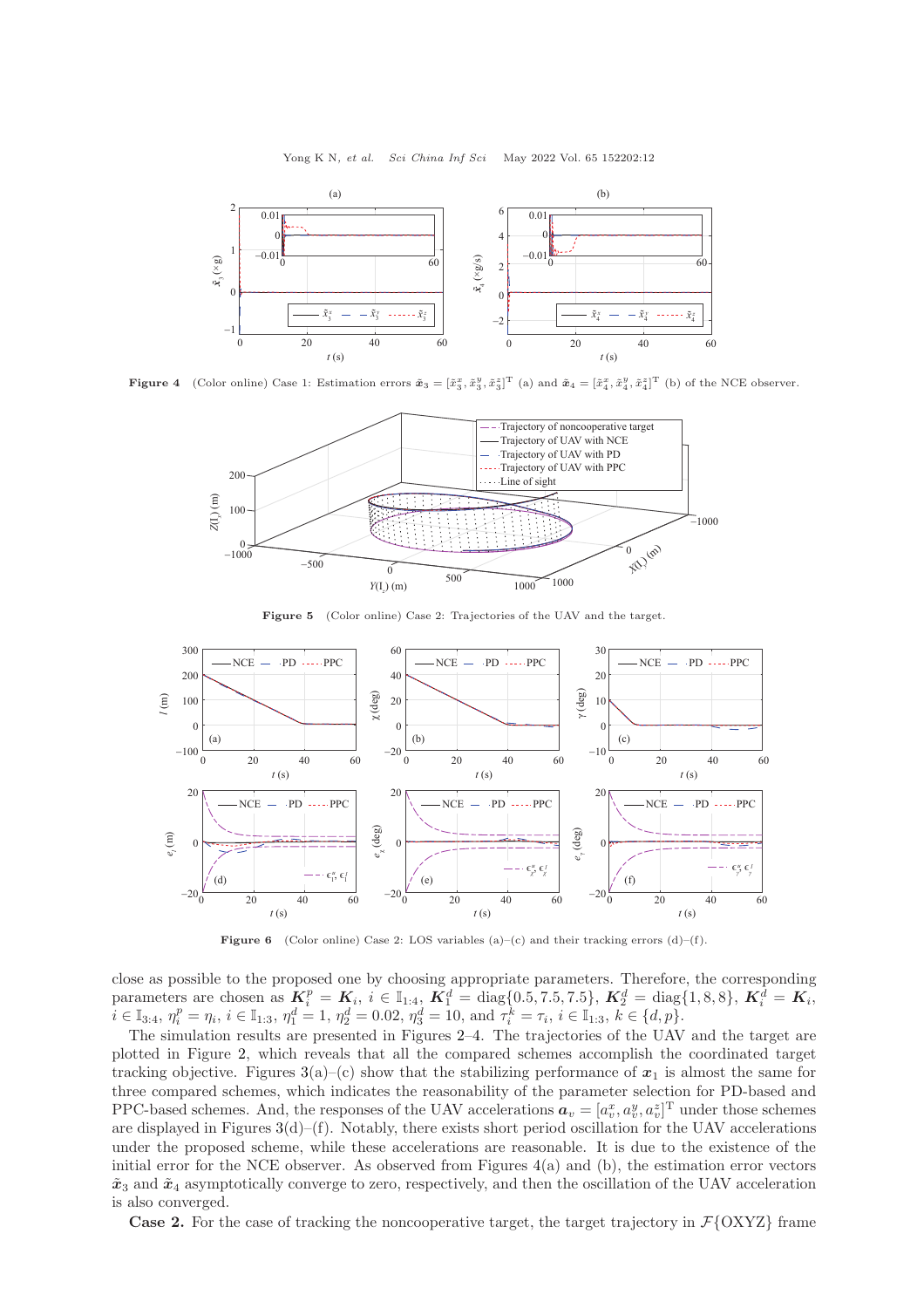**Figure 4** (Color online) Case 1: Estimation errors $\tilde{\boldsymbol{x}}_3 = [\tilde{x}_3^x, \tilde{x}_3^y, \tilde{x}_3^z]^{\rm T}$ (a) and $\tilde{\boldsymbol{x}}_4 = [\tilde{x}_4^x, \tilde{x}_4^y, \tilde{x}_4^z]^{\rm T}$ (b) of the NCE observer.

**Figure 5** (Color online) Case 2: Trajectories of the UAV and the target.

**Figure 6** (Color online) Case 2: LOS variables (a)–(c) and their tracking errors (d)–(f).

close as possible to the proposed one by choosing appropriate parameters. Therefore, the corresponding parameters are chosen as $\boldsymbol{K}_i^p = \boldsymbol{K}_i$, $i \in \mathbb{I}_{1:4}$, $\boldsymbol{K}_1^d = {\rm diag}\{0.5, 7.5, 7.5\}$, $\boldsymbol{K}_2^d = {\rm diag}\{1, 8, 8\}$, $\boldsymbol{K}_i^d = \boldsymbol{K}_i$, $i \in \mathbb{I}_{3:4}$, $\eta_i^p = \eta_i$, $i \in \mathbb{I}_{1:3}$, $\eta_1^d = 1$, $\eta_2^d = 0.02$, $\eta_3^d = 10$, and $\tau_i^k = \tau_i$, $i \in \mathbb{I}_{1:3}$, $k \in \{d, p\}$.

The simulation results are presented in Figures 2–4. The trajectories of the UAV and the target are plotted in Figure 2, which reveals that all the compared schemes accomplish the coordinated target tracking objective. Figures 3(a)–(c) show that the stabilizing performance of $\boldsymbol{x}_1$ is almost the same for three compared schemes, which indicates the reasonability of the parameter selection for PD-based and PPC-based schemes. And, the responses of the UAV accelerations $\boldsymbol{a}_v = [a_v^x, a_v^y, a_v^z]^{\rm T}$ under those schemes are displayed in Figures 3(d)–(f). Notably, there exists short period oscillation for the UAV accelerations under the proposed scheme, while these accelerations are reasonable. It is due to the existence of the initial error for the NCE observer. As observed from Figures 4(a) and (b), the estimation error vectors $\tilde{\boldsymbol{x}}_3$ and $\tilde{\boldsymbol{x}}_4$ asymptotically converge to zero, respectively, and then the oscillation of the UAV acceleration is also converged.

**Case 2.** For the case of tracking the noncooperative target, the target trajectory in $\mathcal{F}\{\rm OXYZ\}$ frame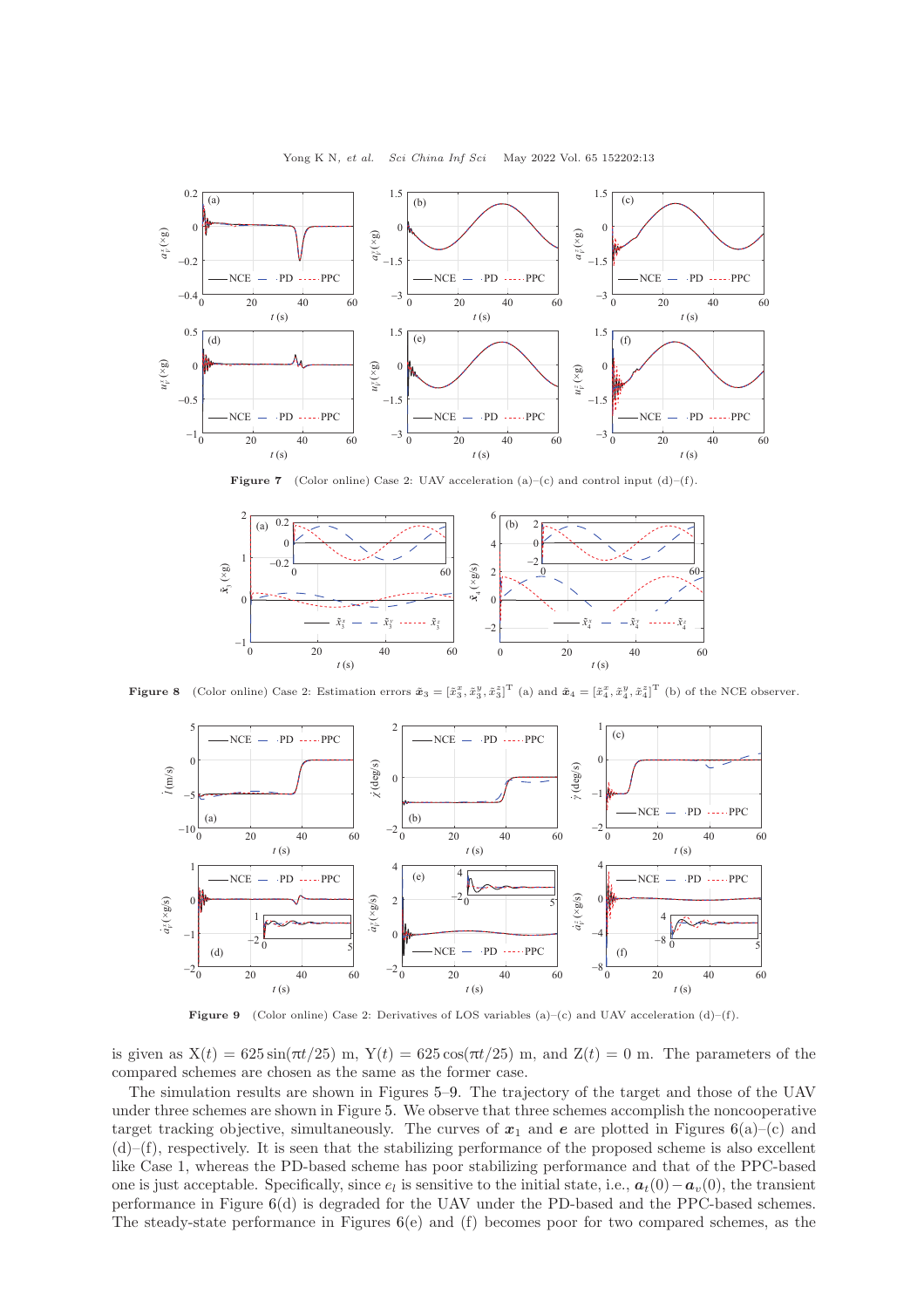Figure 7 (Color online) Case 2: UAV acceleration (a)–(c) and control input (d)–(f).

Figure 8 (Color online) Case 2: Estimation errors $\tilde{\boldsymbol{x}}_3 = [\tilde{x}_3^x, \tilde{x}_3^y, \tilde{x}_3^z]^{\mathrm{T}}$ (a) and $\tilde{\boldsymbol{x}}_4 = [\tilde{x}_4^x, \tilde{x}_4^y, \tilde{x}_4^z]^{\mathrm{T}}$ (b) of the NCE observer.

Figure 9 (Color online) Case 2: Derivatives of LOS variables (a)–(c) and UAV acceleration (d)–(f).

is given as $\mathrm{X}(t) = 625\sin(\pi t/25)$ m, $\mathrm{Y}(t) = 625\cos(\pi t/25)$ m, and $\mathrm{Z}(t) = 0$ m. The parameters of the compared schemes are chosen as the same as the former case.

The simulation results are shown in Figures 5–9. The trajectory of the target and those of the UAV under three schemes are shown in Figure 5. We observe that three schemes accomplish the noncooperative target tracking objective, simultaneously. The curves of $\boldsymbol{x}_1$ and $\boldsymbol{e}$ are plotted in Figures 6(a)–(c) and (d)–(f), respectively. It is seen that the stabilizing performance of the proposed scheme is also excellent like Case 1, whereas the PD-based scheme has poor stabilizing performance and that of the PPC-based one is just acceptable. Specifically, since $e_l$ is sensitive to the initial state, i.e., $\boldsymbol{a}_t(0) - \boldsymbol{a}_v(0)$, the transient performance in Figure 6(d) is degraded for the UAV under the PD-based and the PPC-based schemes. The steady-state performance in Figures 6(e) and (f) becomes poor for two compared schemes, as the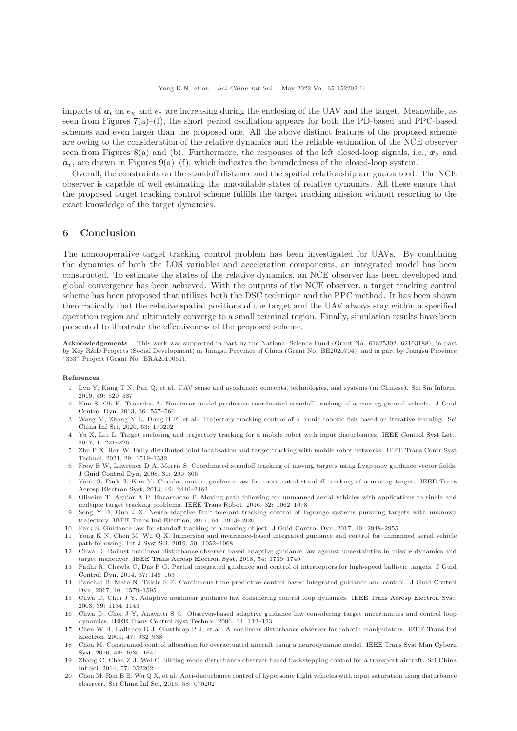impacts of $\boldsymbol{a}_t$ on $e_\chi$ and $e_\gamma$ are increasing during the enclosing of the UAV and the target. Meanwhile, as seen from Figures 7(a)–(f), the short period oscillation appears for both the PD-based and PPC-based schemes and even larger than the proposed one. All the above distinct features of the proposed scheme are owing to the consideration of the relative dynamics and the reliable estimation of the NCE observer seen from Figures 8(a) and (b). Furthermore, the responses of the left closed-loop signals, i.e., $\boldsymbol{x}_2$ and $\dot{\boldsymbol{a}}_v$, are drawn in Figures 9(a)–(f), which indicates the boundedness of the closed-loop system.

Overall, the constraints on the standoff distance and the spatial relationship are guaranteed. The NCE observer is capable of well estimating the unavailable states of relative dynamics. All these ensure that the proposed target tracking control scheme fulfills the target tracking mission without resorting to the exact knowledge of the target dynamics.

## 6 Conclusion

The noncooperative target tracking control problem has been investigated for UAVs. By combining the dynamics of both the LOS variables and acceleration components, an integrated model has been constructed. To estimate the states of the relative dynamics, an NCE observer has been developed and global convergence has been achieved. With the outputs of the NCE observer, a target tracking control scheme has been proposed that utilizes both the DSC technique and the PPC method. It has been shown theocratically that the relative spatial positions of the target and the UAV always stay within a specified operation region and ultimately converge to a small terminal region. Finally, simulation results have been presented to illustrate the effectiveness of the proposed scheme.

**Acknowledgements** This work was supported in part by the National Science Fund (Grant No. 61825302, 62103188), in part by Key R&D Projects (Social Development) in Jiangsu Province of China (Grant No. BE2020704), and in part by Jiangsu Province "333" Project (Grant No. BRA2019051).

**References**

1 Lyu Y, Kang T N, Pan Q, et al. UAV sense and avoidance: concepts, technologies, and systems (in Chinese). Sci Sin Inform, 2019, 49: 520–537

2 Kim S, Oh H, Tsourdos A. Nonlinear model predictive coordinated standoff tracking of a moving ground vehicle. J Guid Control Dyn, 2013, 36: 557–566

3 Wang M, Zhang Y L, Dong H F, et al. Trajectory tracking control of a bionic robotic fish based on iterative learning. Sci China Inf Sci, 2020, 63: 170202

4 Yu X, Liu L. Target enclosing and trajectory tracking for a mobile robot with input disturbances. IEEE Control Syst Lett, 2017, 1: 221–226

5 Zhu P X, Ren W. Fully distributed joint localization and target tracking with mobile robot networks. IEEE Trans Contr Syst Technol, 2021, 29: 1519–1532

6 Frew E W, Lawrence D A, Morris S. Coordinated standoff tracking of moving targets using Lyapunov guidance vector fields. J Guid Control Dyn, 2008, 31: 290–306

7 Yoon S, Park S, Kim Y. Circular motion guidance law for coordinated standoff tracking of a moving target. IEEE Trans Aerosp Electron Syst, 2013, 49: 2440–2462

8 Oliveira T, Aguiar A P, Encarnacao P. Moving path following for unmanned aerial vehicles with applications to single and multiple target tracking problems. IEEE Trans Robot, 2016, 32: 1062–1078

9 Song Y D, Guo J X. Neuro-adaptive fault-tolerant tracking control of lagrange systems pursuing targets with unknown trajectory. IEEE Trans Ind Electron, 2017, 64: 3913–3920

10 Park S. Guidance law for standoff tracking of a moving object. J Guid Control Dyn, 2017, 40: 2948–2955

11 Yong K N, Chen M, Wu Q X. Immersion and invariance-based integrated guidance and control for unmanned aerial vehicle path following. Int J Syst Sci, 2019, 50: 1052–1068

12 Chwa D. Robust nonlinear disturbance observer based adaptive guidance law against uncertainties in missile dynamics and target maneuver. IEEE Trans Aerosp Electron Syst, 2018, 54: 1739–1749

13 Padhi R, Chawla C, Das P G. Partial integrated guidance and control of interceptors for high-speed ballistic targets. J Guid Control Dyn, 2014, 37: 149–163

14 Panchal B, Mate N, Talole S E. Continuous-time predictive control-based integrated guidance and control. J Guid Control Dyn, 2017, 40: 1579–1595

15 Chwa D, Choi J Y. Adaptive nonlinear guidance law considering control loop dynamics. IEEE Trans Aerosp Electron Syst, 2003, 39: 1134–1143

16 Chwa D, Choi J Y, Anavatti S G. Observer-based adaptive guidance law considering target uncertainties and control loop dynamics. IEEE Trans Control Syst Technol, 2006, 14: 112–123

17 Chen W H, Ballance D J, Gawthrop P J, et al. A nonlinear disturbance observer for robotic manipulators. IEEE Trans Ind Electron, 2000, 47: 932–938

18 Chen M. Constrained control allocation for overactuated aircraft using a neurodynamic model. IEEE Trans Syst Man Cybern Syst, 2016, 46: 1630–1641

19 Zhang C, Chen Z J, Wei C. Sliding mode disturbance observer-based backstepping control for a transport aircraft. Sci China Inf Sci, 2014, 57: 052202

20 Chen M, Ren B B, Wu Q X, et al. Anti-disturbance control of hypersonic flight vehicles with input saturation using disturbance observer. Sci China Inf Sci, 2015, 58: 070202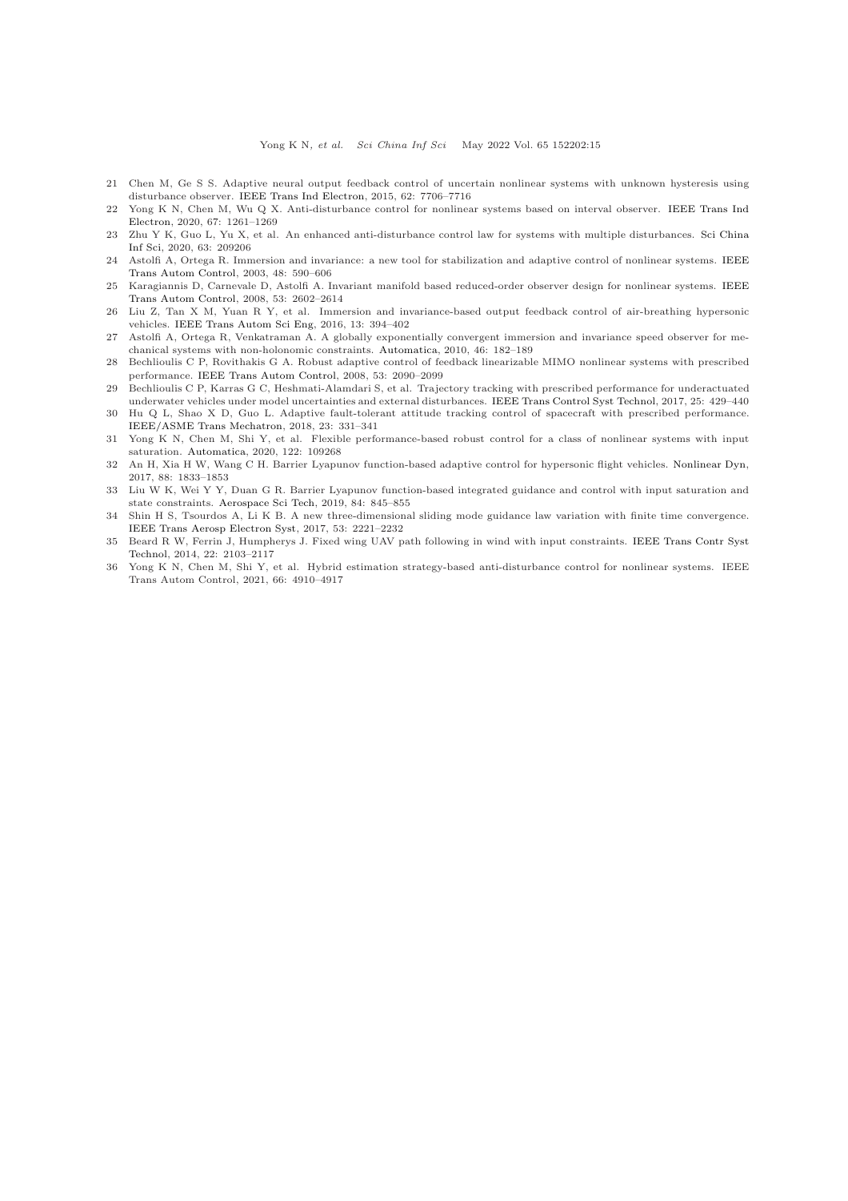21 Chen M, Ge S S. Adaptive neural output feedback control of uncertain nonlinear systems with unknown hysteresis using disturbance observer. IEEE Trans Ind Electron, 2015, 62: 7706–7716

22 Yong K N, Chen M, Wu Q X. Anti-disturbance control for nonlinear systems based on interval observer. IEEE Trans Ind Electron, 2020, 67: 1261–1269

23 Zhu Y K, Guo L, Yu X, et al. An enhanced anti-disturbance control law for systems with multiple disturbances. Sci China Inf Sci, 2020, 63: 209206

24 Astolfi A, Ortega R. Immersion and invariance: a new tool for stabilization and adaptive control of nonlinear systems. IEEE Trans Autom Control, 2003, 48: 590–606

25 Karagiannis D, Carnevale D, Astolfi A. Invariant manifold based reduced-order observer design for nonlinear systems. IEEE Trans Autom Control, 2008, 53: 2602–2614

26 Liu Z, Tan X M, Yuan R Y, et al. Immersion and invariance-based output feedback control of air-breathing hypersonic vehicles. IEEE Trans Autom Sci Eng, 2016, 13: 394–402

27 Astolfi A, Ortega R, Venkatraman A. A globally exponentially convergent immersion and invariance speed observer for mechanical systems with non-holonomic constraints. Automatica, 2010, 46: 182–189

28 Bechlioulis C P, Rovithakis G A. Robust adaptive control of feedback linearizable MIMO nonlinear systems with prescribed performance. IEEE Trans Autom Control, 2008, 53: 2090–2099

29 Bechlioulis C P, Karras G C, Heshmati-Alamdari S, et al. Trajectory tracking with prescribed performance for underactuated underwater vehicles under model uncertainties and external disturbances. IEEE Trans Control Syst Technol, 2017, 25: 429–440

30 Hu Q L, Shao X D, Guo L. Adaptive fault-tolerant attitude tracking control of spacecraft with prescribed performance. IEEE/ASME Trans Mechatron, 2018, 23: 331–341

31 Yong K N, Chen M, Shi Y, et al. Flexible performance-based robust control for a class of nonlinear systems with input saturation. Automatica, 2020, 122: 109268

32 An H, Xia H W, Wang C H. Barrier Lyapunov function-based adaptive control for hypersonic flight vehicles. Nonlinear Dyn, 2017, 88: 1833–1853

33 Liu W K, Wei Y Y, Duan G R. Barrier Lyapunov function-based integrated guidance and control with input saturation and state constraints. Aerospace Sci Tech, 2019, 84: 845–855

34 Shin H S, Tsourdos A, Li K B. A new three-dimensional sliding mode guidance law variation with finite time convergence. IEEE Trans Aerosp Electron Syst, 2017, 53: 2221–2232

35 Beard R W, Ferrin J, Humpherys J. Fixed wing UAV path following in wind with input constraints. IEEE Trans Contr Syst Technol, 2014, 22: 2103–2117

36 Yong K N, Chen M, Shi Y, et al. Hybrid estimation strategy-based anti-disturbance control for nonlinear systems. IEEE Trans Autom Control, 2021, 66: 4910–4917